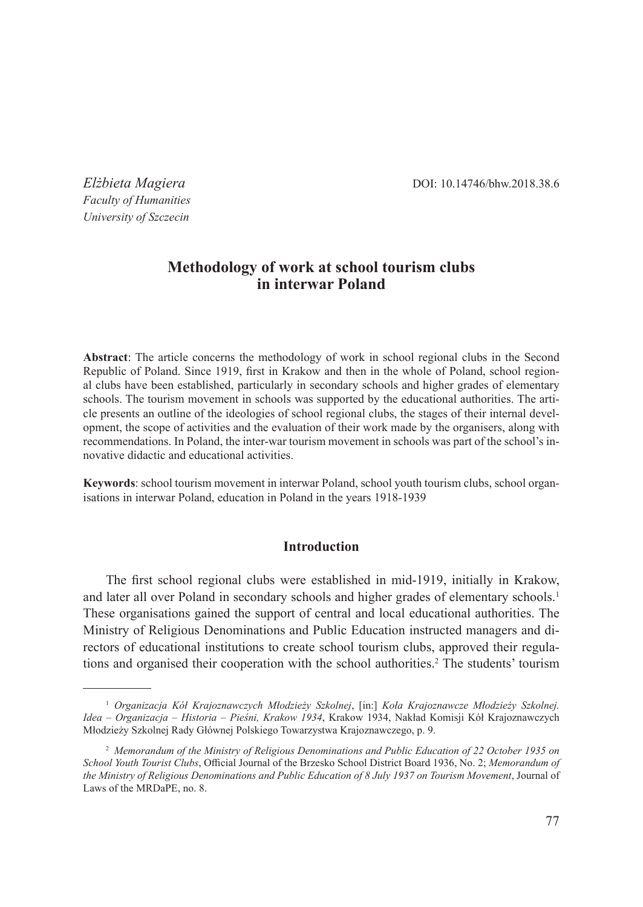*Elżbieta Magiera*
*Faculty of Humanities*
*University of Szczecin*

DOI: 10.14746/bhw.2018.38.6

# Methodology of work at school tourism clubs in interwar Poland

**Abstract**: The article concerns the methodology of work in school regional clubs in the Second Republic of Poland. Since 1919, first in Krakow and then in the whole of Poland, school regional clubs have been established, particularly in secondary schools and higher grades of elementary schools. The tourism movement in schools was supported by the educational authorities. The article presents an outline of the ideologies of school regional clubs, the stages of their internal development, the scope of activities and the evaluation of their work made by the organisers, along with recommendations. In Poland, the inter-war tourism movement in schools was part of the school's innovative didactic and educational activities.

**Keywords**: school tourism movement in interwar Poland, school youth tourism clubs, school organisations in interwar Poland, education in Poland in the years 1918-1939

## Introduction

The first school regional clubs were established in mid-1919, initially in Krakow, and later all over Poland in secondary schools and higher grades of elementary schools.[1] These organisations gained the support of central and local educational authorities. The Ministry of Religious Denominations and Public Education instructed managers and directors of educational institutions to create school tourism clubs, approved their regulations and organised their cooperation with the school authorities.[2] The students' tourism

---

[1] *Organizacja Kół Krajoznawczych Młodzieży Szkolnej*, [in:] *Koła Krajoznawcze Młodzieży Szkolnej. Idea – Organizacja – Historia – Pieśni, Krakow 1934*, Krakow 1934, Nakład Komisji Kół Krajoznawczych Młodzieży Szkolnej Rady Głównej Polskiego Towarzystwa Krajoznawczego, p. 9.

[2] *Memorandum of the Ministry of Religious Denominations and Public Education of 22 October 1935 on School Youth Tourist Clubs*, Official Journal of the Brzesko School District Board 1936, No. 2; *Memorandum of the Ministry of Religious Denominations and Public Education of 8 July 1937 on Tourism Movement*, Journal of Laws of the MRDaPE, no. 8.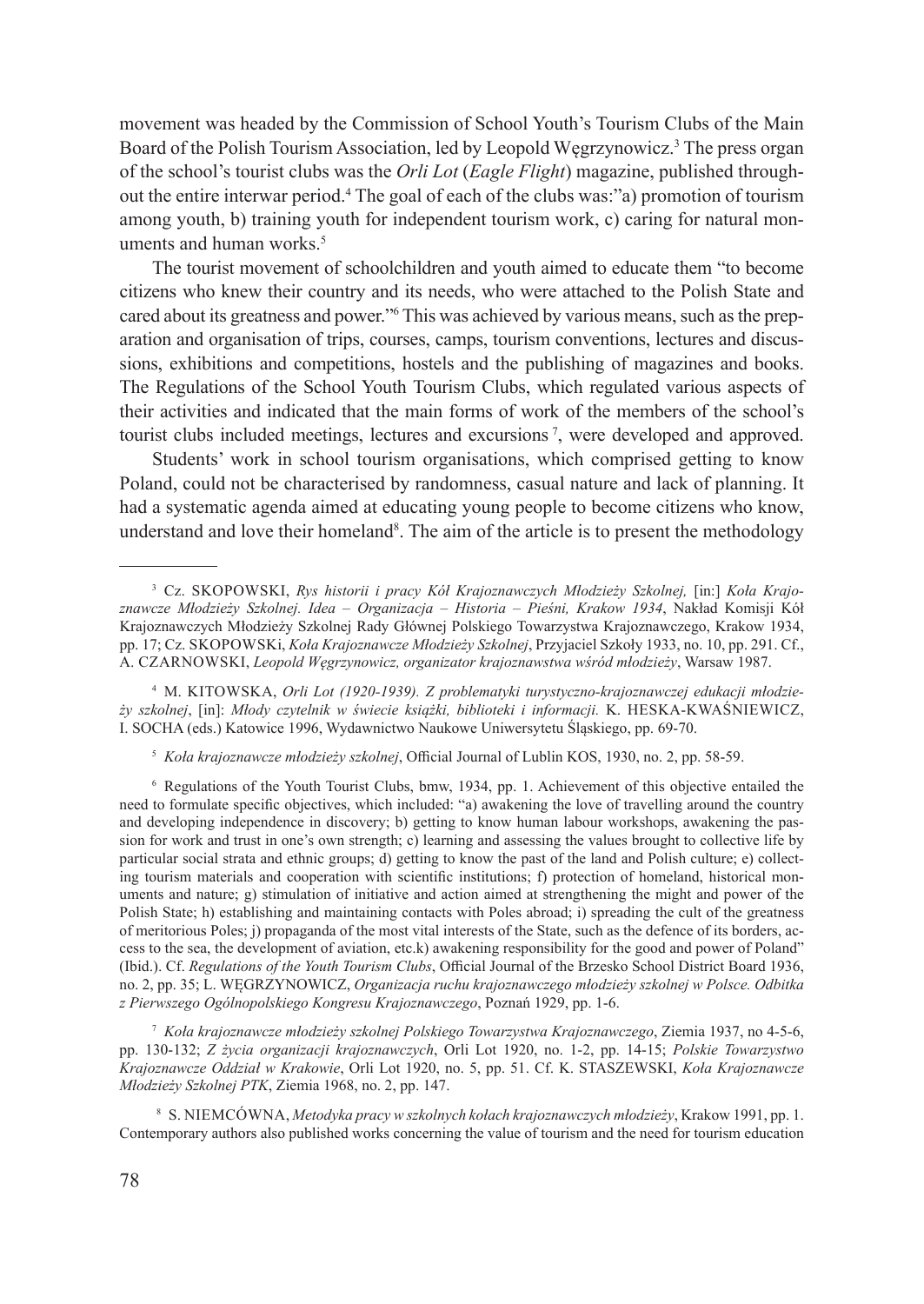movement was headed by the Commission of School Youth's Tourism Clubs of the Main Board of the Polish Tourism Association, led by Leopold Węgrzynowicz.[3] The press organ of the school's tourist clubs was the *Orli Lot* (*Eagle Flight*) magazine, published throughout the entire interwar period.[4] The goal of each of the clubs was:"a) promotion of tourism among youth, b) training youth for independent tourism work, c) caring for natural monuments and human works.[5]

The tourist movement of schoolchildren and youth aimed to educate them "to become citizens who knew their country and its needs, who were attached to the Polish State and cared about its greatness and power."[6] This was achieved by various means, such as the preparation and organisation of trips, courses, camps, tourism conventions, lectures and discussions, exhibitions and competitions, hostels and the publishing of magazines and books. The Regulations of the School Youth Tourism Clubs, which regulated various aspects of their activities and indicated that the main forms of work of the members of the school's tourist clubs included meetings, lectures and excursions [7], were developed and approved.

Students' work in school tourism organisations, which comprised getting to know Poland, could not be characterised by randomness, casual nature and lack of planning. It had a systematic agenda aimed at educating young people to become citizens who know, understand and love their homeland[8]. The aim of the article is to present the methodology

---

[3] Cz. SKOPOWSKI, *Rys historii i pracy Kół Krajoznawczych Młodzieży Szkolnej,* [in:] *Koła Krajoznawcze Młodzieży Szkolnej. Idea – Organizacja – Historia – Pieśni, Krakow 1934*, Nakład Komisji Kół Krajoznawczych Młodzieży Szkolnej Rady Głównej Polskiego Towarzystwa Krajoznawczego, Krakow 1934, pp. 17; Cz. SKOPOWSKi, *Koła Krajoznawcze Młodzieży Szkolnej*, Przyjaciel Szkoły 1933, no. 10, pp. 291. Cf., A. CZARNOWSKI, *Leopold Węgrzynowicz, organizator krajoznawstwa wśród młodzieży*, Warsaw 1987.

[4] M. KITOWSKA, *Orli Lot (1920-1939). Z problematyki turystyczno-krajoznawczej edukacji młodzieży szkolnej*, [in]: *Młody czytelnik w świecie książki, biblioteki i informacji.* K. HESKA-KWAŚNIEWICZ, I. SOCHA (eds.) Katowice 1996, Wydawnictwo Naukowe Uniwersytetu Śląskiego, pp. 69-70.

[5] *Koła krajoznawcze młodzieży szkolnej*, Official Journal of Lublin KOS, 1930, no. 2, pp. 58-59.

[6] Regulations of the Youth Tourist Clubs, bmw, 1934, pp. 1. Achievement of this objective entailed the need to formulate specific objectives, which included: "a) awakening the love of travelling around the country and developing independence in discovery; b) getting to know human labour workshops, awakening the passion for work and trust in one's own strength; c) learning and assessing the values brought to collective life by particular social strata and ethnic groups; d) getting to know the past of the land and Polish culture; e) collecting tourism materials and cooperation with scientific institutions; f) protection of homeland, historical monuments and nature; g) stimulation of initiative and action aimed at strengthening the might and power of the Polish State; h) establishing and maintaining contacts with Poles abroad; i) spreading the cult of the greatness of meritorious Poles; j) propaganda of the most vital interests of the State, such as the defence of its borders, access to the sea, the development of aviation, etc.k) awakening responsibility for the good and power of Poland" (Ibid.). Cf. *Regulations of the Youth Tourism Clubs*, Official Journal of the Brzesko School District Board 1936, no. 2, pp. 35; L. WĘGRZYNOWICZ, *Organizacja ruchu krajoznawczego młodzieży szkolnej w Polsce. Odbitka z Pierwszego Ogólnopolskiego Kongresu Krajoznawczego*, Poznań 1929, pp. 1-6.

[7] *Koła krajoznawcze młodzieży szkolnej Polskiego Towarzystwa Krajoznawczego*, Ziemia 1937, no 4-5-6, pp. 130-132; *Z życia organizacji krajoznawczych*, Orli Lot 1920, no. 1-2, pp. 14-15; *Polskie Towarzystwo Krajoznawcze Oddział w Krakowie*, Orli Lot 1920, no. 5, pp. 51. Cf. K. STASZEWSKI, *Koła Krajoznawcze Młodzieży Szkolnej PTK*, Ziemia 1968, no. 2, pp. 147.

[8] S. NIEMCÓWNA, *Metodyka pracy w szkolnych kołach krajoznawczych młodzieży*, Krakow 1991, pp. 1. Contemporary authors also published works concerning the value of tourism and the need for tourism education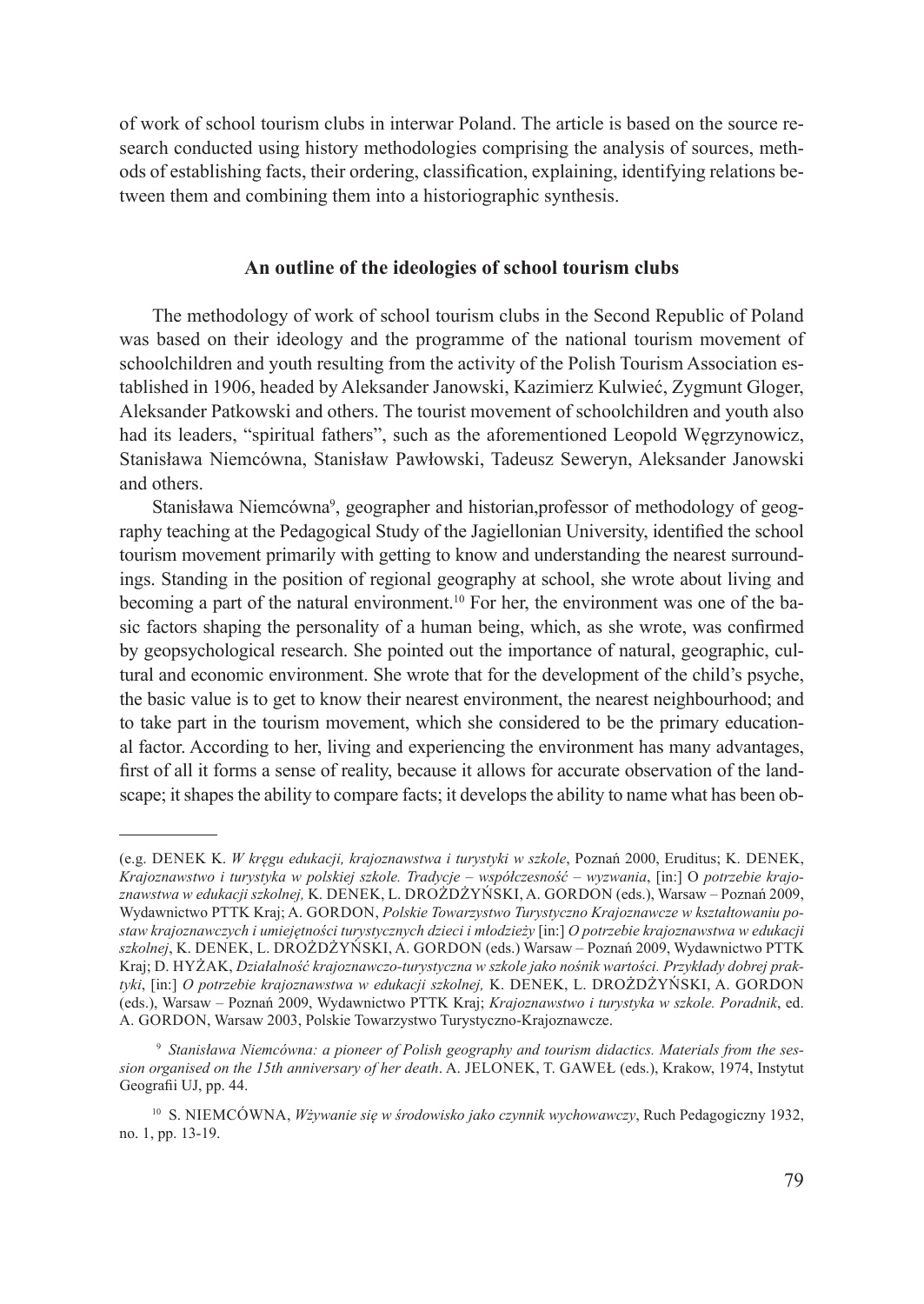of work of school tourism clubs in interwar Poland. The article is based on the source research conducted using history methodologies comprising the analysis of sources, methods of establishing facts, their ordering, classification, explaining, identifying relations between them and combining them into a historiographic synthesis.

## An outline of the ideologies of school tourism clubs

The methodology of work of school tourism clubs in the Second Republic of Poland was based on their ideology and the programme of the national tourism movement of schoolchildren and youth resulting from the activity of the Polish Tourism Association established in 1906, headed by Aleksander Janowski, Kazimierz Kulwieć, Zygmunt Gloger, Aleksander Patkowski and others. The tourist movement of schoolchildren and youth also had its leaders, "spiritual fathers", such as the aforementioned Leopold Węgrzynowicz, Stanisława Niemcówna, Stanisław Pawłowski, Tadeusz Seweryn, Aleksander Janowski and others.

Stanisława Niemcówna[9], geographer and historian,professor of methodology of geography teaching at the Pedagogical Study of the Jagiellonian University, identified the school tourism movement primarily with getting to know and understanding the nearest surroundings. Standing in the position of regional geography at school, she wrote about living and becoming a part of the natural environment.[10] For her, the environment was one of the basic factors shaping the personality of a human being, which, as she wrote, was confirmed by geopsychological research. She pointed out the importance of natural, geographic, cultural and economic environment. She wrote that for the development of the child's psyche, the basic value is to get to know their nearest environment, the nearest neighbourhood; and to take part in the tourism movement, which she considered to be the primary educational factor. According to her, living and experiencing the environment has many advantages, first of all it forms a sense of reality, because it allows for accurate observation of the landscape; it shapes the ability to compare facts; it develops the ability to name what has been ob-

---

(e.g. DENEK K. *W kręgu edukacji, krajoznawstwa i turystyki w szkole*, Poznań 2000, Eruditus; K. DENEK, *Krajoznawstwo i turystyka w polskiej szkole. Tradycje – współczesność – wyzwania*, [in:] O *potrzebie krajoznawstwa w edukacji szkolnej,* K. DENEK, L. DROŻDŻYŃSKI, A. GORDON (eds.), Warsaw – Poznań 2009, Wydawnictwo PTTK Kraj; A. GORDON, *Polskie Towarzystwo Turystyczno Krajoznawcze w kształtowaniu postaw krajoznawczych i umiejętności turystycznych dzieci i młodzieży* [in:] *O potrzebie krajoznawstwa w edukacji szkolnej*, K. DENEK, L. DROŻDŻYŃSKI, A. GORDON (eds.) Warsaw – Poznań 2009, Wydawnictwo PTTK Kraj; D. HYŻAK, *Działalność krajoznawczo-turystyczna w szkole jako nośnik wartości. Przykłady dobrej praktyki*, [in:] *O potrzebie krajoznawstwa w edukacji szkolnej,* K. DENEK, L. DROŻDŻYŃSKI, A. GORDON (eds.), Warsaw – Poznań 2009, Wydawnictwo PTTK Kraj; *Krajoznawstwo i turystyka w szkole. Poradnik*, ed. A. GORDON, Warsaw 2003, Polskie Towarzystwo Turystyczno-Krajoznawcze.

[9] *Stanisława Niemcówna: a pioneer of Polish geography and tourism didactics. Materials from the session organised on the 15th anniversary of her death*. A. JELONEK, T. GAWEŁ (eds.), Krakow, 1974, Instytut Geografii UJ, pp. 44.

[10] S. NIEMCÓWNA, *Wżywanie się w środowisko jako czynnik wychowawczy*, Ruch Pedagogiczny 1932, no. 1, pp. 13-19.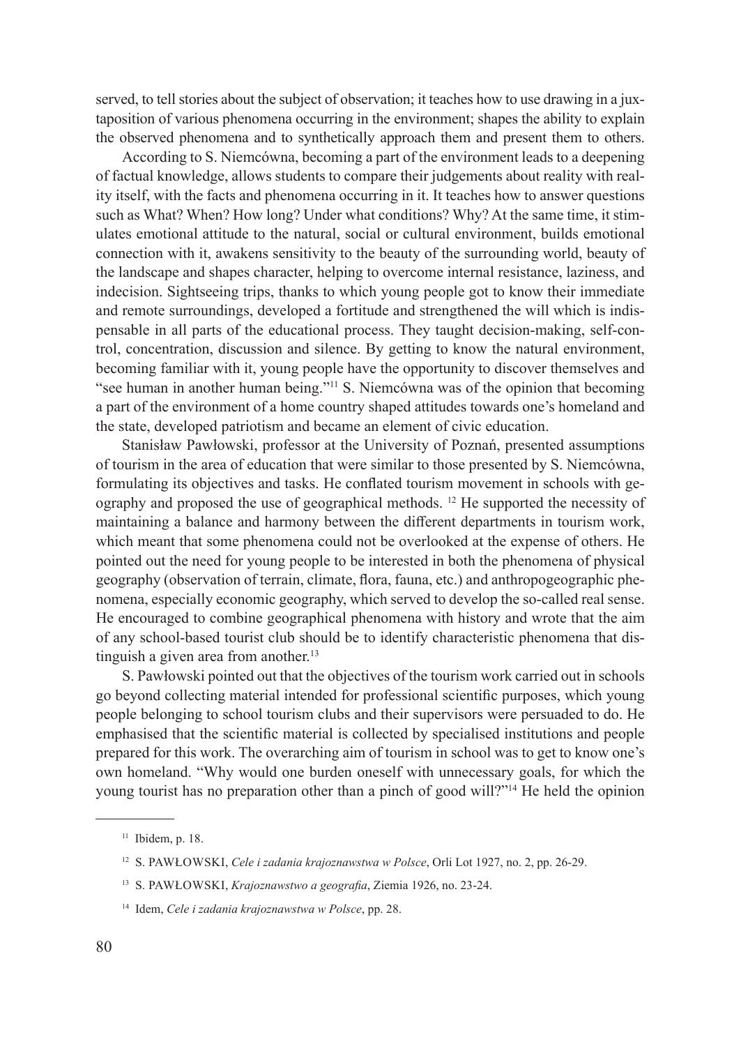served, to tell stories about the subject of observation; it teaches how to use drawing in a juxtaposition of various phenomena occurring in the environment; shapes the ability to explain the observed phenomena and to synthetically approach them and present them to others.

According to S. Niemcówna, becoming a part of the environment leads to a deepening of factual knowledge, allows students to compare their judgements about reality with reality itself, with the facts and phenomena occurring in it. It teaches how to answer questions such as What? When? How long? Under what conditions? Why? At the same time, it stimulates emotional attitude to the natural, social or cultural environment, builds emotional connection with it, awakens sensitivity to the beauty of the surrounding world, beauty of the landscape and shapes character, helping to overcome internal resistance, laziness, and indecision. Sightseeing trips, thanks to which young people got to know their immediate and remote surroundings, developed a fortitude and strengthened the will which is indispensable in all parts of the educational process. They taught decision-making, self-control, concentration, discussion and silence. By getting to know the natural environment, becoming familiar with it, young people have the opportunity to discover themselves and "see human in another human being."[11] S. Niemcówna was of the opinion that becoming a part of the environment of a home country shaped attitudes towards one's homeland and the state, developed patriotism and became an element of civic education.

Stanisław Pawłowski, professor at the University of Poznań, presented assumptions of tourism in the area of education that were similar to those presented by S. Niemcówna, formulating its objectives and tasks. He conflated tourism movement in schools with geography and proposed the use of geographical methods. [12] He supported the necessity of maintaining a balance and harmony between the different departments in tourism work, which meant that some phenomena could not be overlooked at the expense of others. He pointed out the need for young people to be interested in both the phenomena of physical geography (observation of terrain, climate, flora, fauna, etc.) and anthropogeographic phenomena, especially economic geography, which served to develop the so-called real sense. He encouraged to combine geographical phenomena with history and wrote that the aim of any school-based tourist club should be to identify characteristic phenomena that distinguish a given area from another.[13]

S. Pawłowski pointed out that the objectives of the tourism work carried out in schools go beyond collecting material intended for professional scientific purposes, which young people belonging to school tourism clubs and their supervisors were persuaded to do. He emphasised that the scientific material is collected by specialised institutions and people prepared for this work. The overarching aim of tourism in school was to get to know one's own homeland. "Why would one burden oneself with unnecessary goals, for which the young tourist has no preparation other than a pinch of good will?"[14] He held the opinion

---

[11] Ibidem, p. 18.

[12] S. PAWŁOWSKI, *Cele i zadania krajoznawstwa w Polsce*, Orli Lot 1927, no. 2, pp. 26-29.

[13] S. PAWŁOWSKI, *Krajoznawstwo a geografia*, Ziemia 1926, no. 23-24.

[14] Idem, *Cele i zadania krajoznawstwa w Polsce*, pp. 28.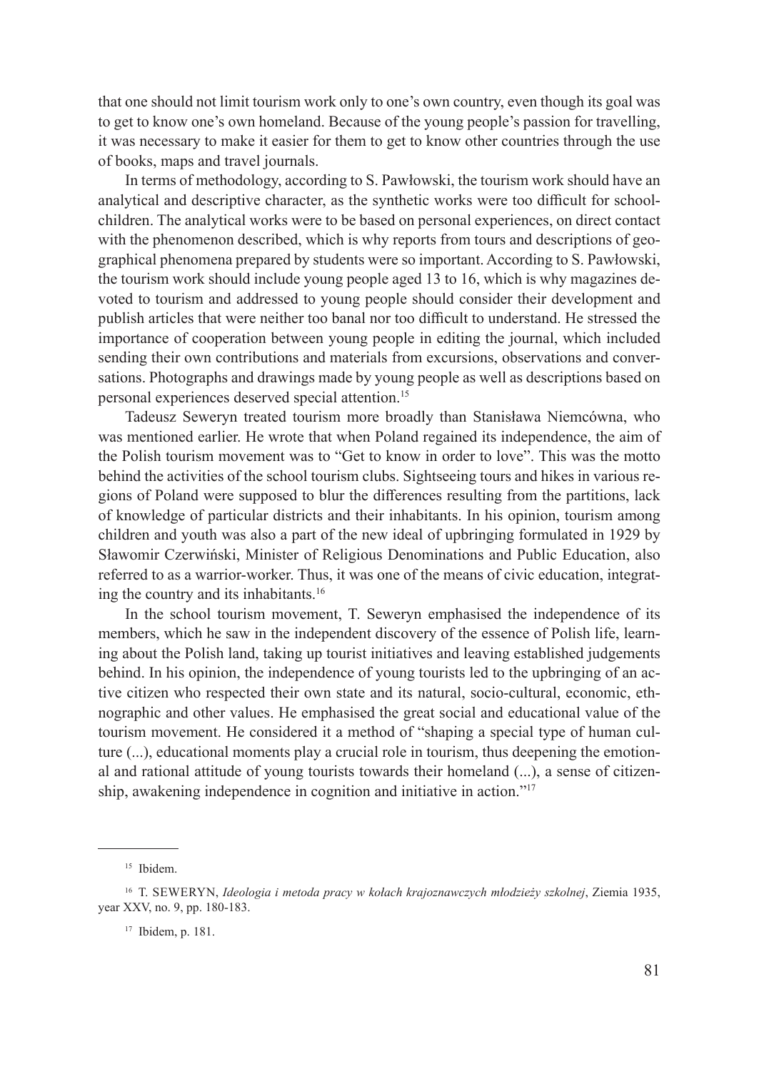that one should not limit tourism work only to one's own country, even though its goal was to get to know one's own homeland. Because of the young people's passion for travelling, it was necessary to make it easier for them to get to know other countries through the use of books, maps and travel journals.

In terms of methodology, according to S. Pawłowski, the tourism work should have an analytical and descriptive character, as the synthetic works were too difficult for schoolchildren. The analytical works were to be based on personal experiences, on direct contact with the phenomenon described, which is why reports from tours and descriptions of geographical phenomena prepared by students were so important. According to S. Pawłowski, the tourism work should include young people aged 13 to 16, which is why magazines devoted to tourism and addressed to young people should consider their development and publish articles that were neither too banal nor too difficult to understand. He stressed the importance of cooperation between young people in editing the journal, which included sending their own contributions and materials from excursions, observations and conversations. Photographs and drawings made by young people as well as descriptions based on personal experiences deserved special attention.[15]

Tadeusz Seweryn treated tourism more broadly than Stanisława Niemcówna, who was mentioned earlier. He wrote that when Poland regained its independence, the aim of the Polish tourism movement was to "Get to know in order to love". This was the motto behind the activities of the school tourism clubs. Sightseeing tours and hikes in various regions of Poland were supposed to blur the differences resulting from the partitions, lack of knowledge of particular districts and their inhabitants. In his opinion, tourism among children and youth was also a part of the new ideal of upbringing formulated in 1929 by Sławomir Czerwiński, Minister of Religious Denominations and Public Education, also referred to as a warrior-worker. Thus, it was one of the means of civic education, integrating the country and its inhabitants.[16]

In the school tourism movement, T. Seweryn emphasised the independence of its members, which he saw in the independent discovery of the essence of Polish life, learning about the Polish land, taking up tourist initiatives and leaving established judgements behind. In his opinion, the independence of young tourists led to the upbringing of an active citizen who respected their own state and its natural, socio-cultural, economic, ethnographic and other values. He emphasised the great social and educational value of the tourism movement. He considered it a method of "shaping a special type of human culture (...), educational moments play a crucial role in tourism, thus deepening the emotional and rational attitude of young tourists towards their homeland (...), a sense of citizenship, awakening independence in cognition and initiative in action."[17]

---

[15] Ibidem.

[16] T. SEWERYN, *Ideologia i metoda pracy w kołach krajoznawczych młodzieży szkolnej*, Ziemia 1935, year XXV, no. 9, pp. 180-183.

[17] Ibidem, p. 181.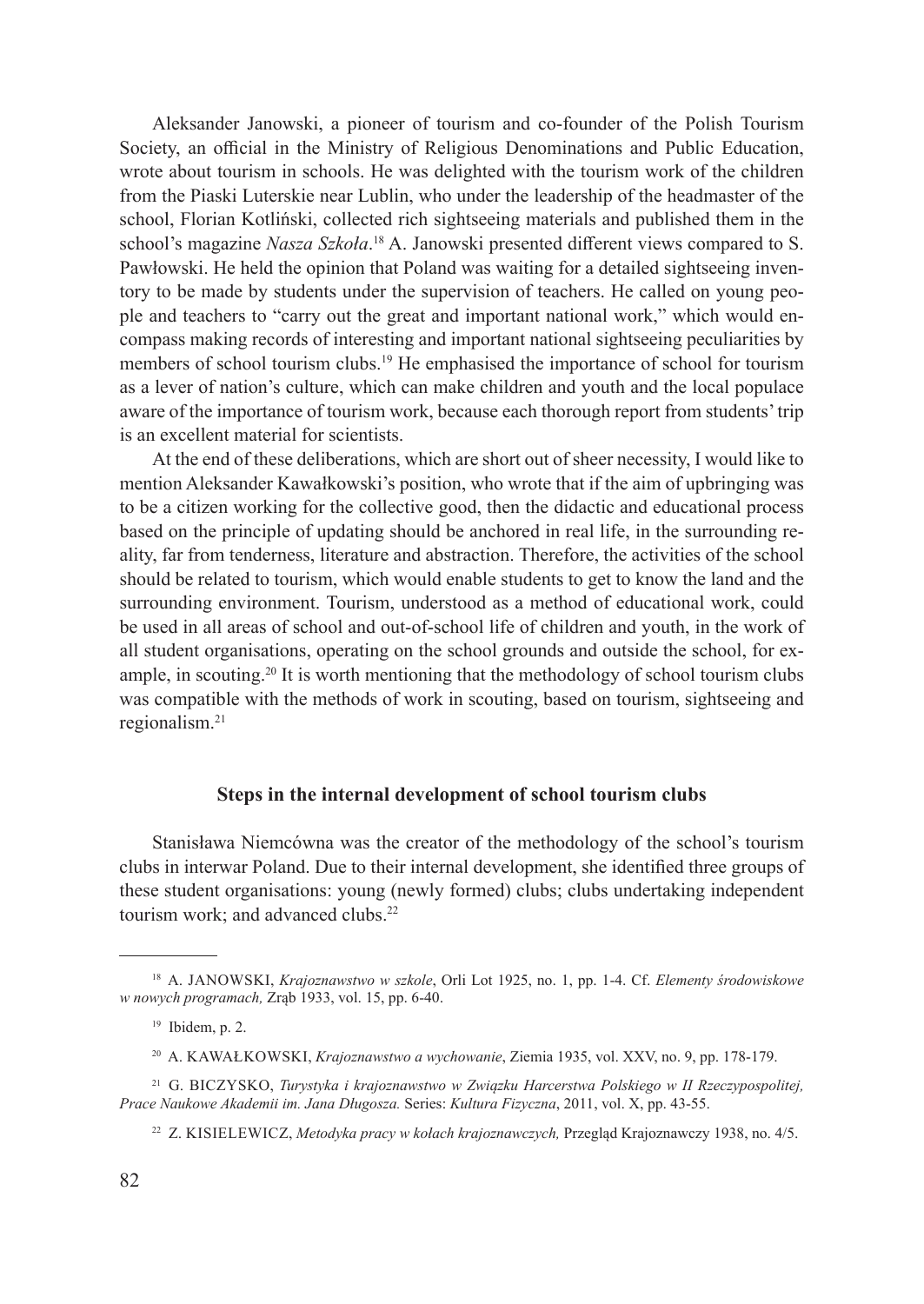Aleksander Janowski, a pioneer of tourism and co-founder of the Polish Tourism Society, an official in the Ministry of Religious Denominations and Public Education, wrote about tourism in schools. He was delighted with the tourism work of the children from the Piaski Luterskie near Lublin, who under the leadership of the headmaster of the school, Florian Kotliński, collected rich sightseeing materials and published them in the school's magazine *Nasza Szkoła*.[18] A. Janowski presented different views compared to S. Pawłowski. He held the opinion that Poland was waiting for a detailed sightseeing inventory to be made by students under the supervision of teachers. He called on young people and teachers to "carry out the great and important national work," which would encompass making records of interesting and important national sightseeing peculiarities by members of school tourism clubs.[19] He emphasised the importance of school for tourism as a lever of nation's culture, which can make children and youth and the local populace aware of the importance of tourism work, because each thorough report from students' trip is an excellent material for scientists.

At the end of these deliberations, which are short out of sheer necessity, I would like to mention Aleksander Kawałkowski's position, who wrote that if the aim of upbringing was to be a citizen working for the collective good, then the didactic and educational process based on the principle of updating should be anchored in real life, in the surrounding reality, far from tenderness, literature and abstraction. Therefore, the activities of the school should be related to tourism, which would enable students to get to know the land and the surrounding environment. Tourism, understood as a method of educational work, could be used in all areas of school and out-of-school life of children and youth, in the work of all student organisations, operating on the school grounds and outside the school, for example, in scouting.[20] It is worth mentioning that the methodology of school tourism clubs was compatible with the methods of work in scouting, based on tourism, sightseeing and regionalism.[21]

## Steps in the internal development of school tourism clubs

Stanisława Niemcówna was the creator of the methodology of the school's tourism clubs in interwar Poland. Due to their internal development, she identified three groups of these student organisations: young (newly formed) clubs; clubs undertaking independent tourism work; and advanced clubs.[22]

---

[18] A. JANOWSKI, *Krajoznawstwo w szkole*, Orli Lot 1925, no. 1, pp. 1-4. Cf. *Elementy środowiskowe w nowych programach,* Zrąb 1933, vol. 15, pp. 6-40.

[19] Ibidem, p. 2.

[20] A. KAWAŁKOWSKI, *Krajoznawstwo a wychowanie*, Ziemia 1935, vol. XXV, no. 9, pp. 178-179.

[21] G. BICZYSKO, *Turystyka i krajoznawstwo w Związku Harcerstwa Polskiego w II Rzeczypospolitej, Prace Naukowe Akademii im. Jana Długosza.* Series: *Kultura Fizyczna*, 2011, vol. X, pp. 43-55.

[22] Z. KISIELEWICZ, *Metodyka pracy w kołach krajoznawczych,* Przegląd Krajoznawczy 1938, no. 4/5.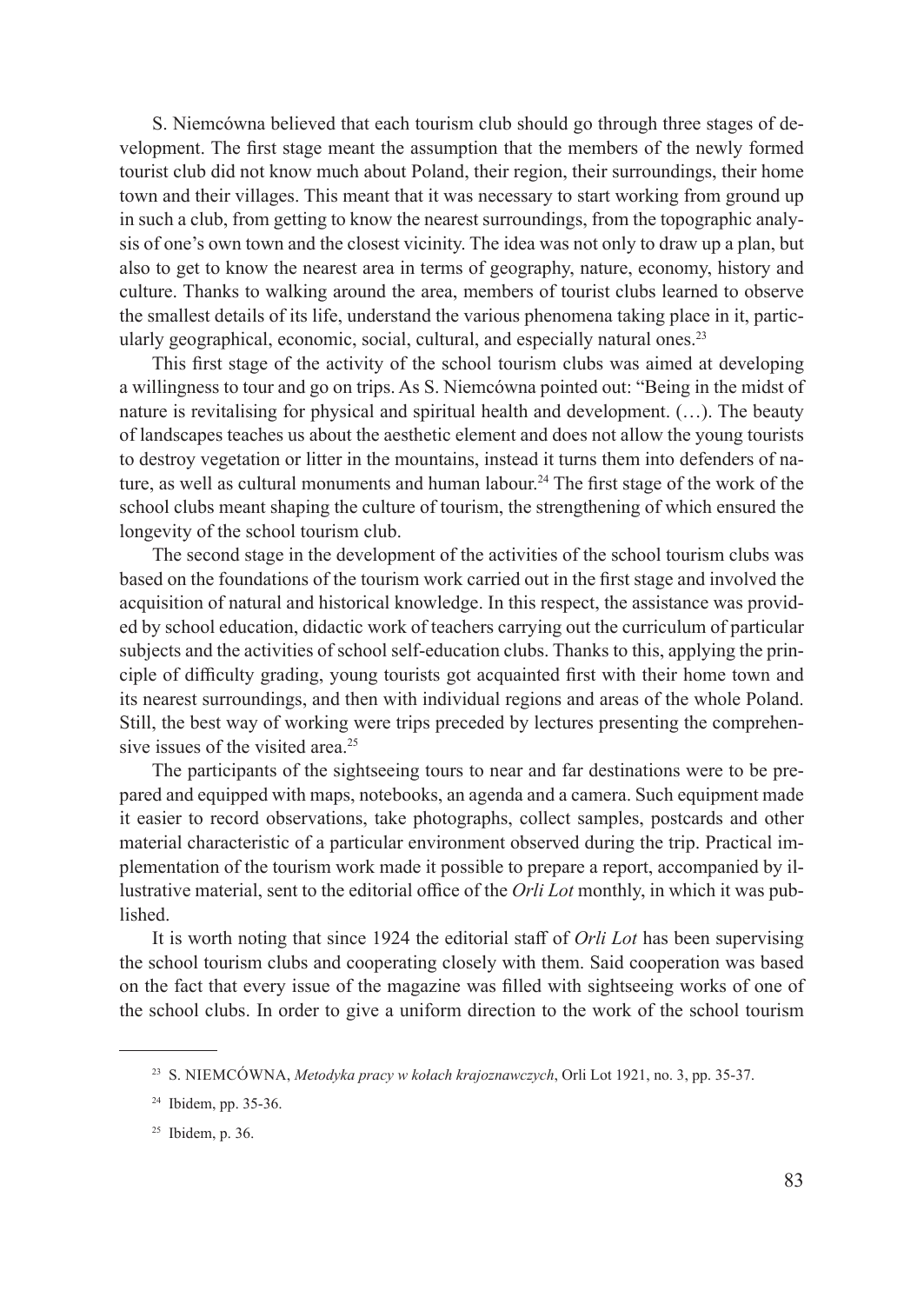S. Niemcówna believed that each tourism club should go through three stages of development. The first stage meant the assumption that the members of the newly formed tourist club did not know much about Poland, their region, their surroundings, their home town and their villages. This meant that it was necessary to start working from ground up in such a club, from getting to know the nearest surroundings, from the topographic analysis of one's own town and the closest vicinity. The idea was not only to draw up a plan, but also to get to know the nearest area in terms of geography, nature, economy, history and culture. Thanks to walking around the area, members of tourist clubs learned to observe the smallest details of its life, understand the various phenomena taking place in it, particularly geographical, economic, social, cultural, and especially natural ones.[23]

This first stage of the activity of the school tourism clubs was aimed at developing a willingness to tour and go on trips. As S. Niemcówna pointed out: "Being in the midst of nature is revitalising for physical and spiritual health and development. (…). The beauty of landscapes teaches us about the aesthetic element and does not allow the young tourists to destroy vegetation or litter in the mountains, instead it turns them into defenders of nature, as well as cultural monuments and human labour.[24] The first stage of the work of the school clubs meant shaping the culture of tourism, the strengthening of which ensured the longevity of the school tourism club.

The second stage in the development of the activities of the school tourism clubs was based on the foundations of the tourism work carried out in the first stage and involved the acquisition of natural and historical knowledge. In this respect, the assistance was provided by school education, didactic work of teachers carrying out the curriculum of particular subjects and the activities of school self-education clubs. Thanks to this, applying the principle of difficulty grading, young tourists got acquainted first with their home town and its nearest surroundings, and then with individual regions and areas of the whole Poland. Still, the best way of working were trips preceded by lectures presenting the comprehensive issues of the visited area.[25]

The participants of the sightseeing tours to near and far destinations were to be prepared and equipped with maps, notebooks, an agenda and a camera. Such equipment made it easier to record observations, take photographs, collect samples, postcards and other material characteristic of a particular environment observed during the trip. Practical implementation of the tourism work made it possible to prepare a report, accompanied by illustrative material, sent to the editorial office of the *Orli Lot* monthly, in which it was published.

It is worth noting that since 1924 the editorial staff of *Orli Lot* has been supervising the school tourism clubs and cooperating closely with them. Said cooperation was based on the fact that every issue of the magazine was filled with sightseeing works of one of the school clubs. In order to give a uniform direction to the work of the school tourism

[23] S. NIEMCÓWNA, *Metodyka pracy w kołach krajoznawczych*, Orli Lot 1921, no. 3, pp. 35-37.

[24] Ibidem, pp. 35-36.

[25] Ibidem, p. 36.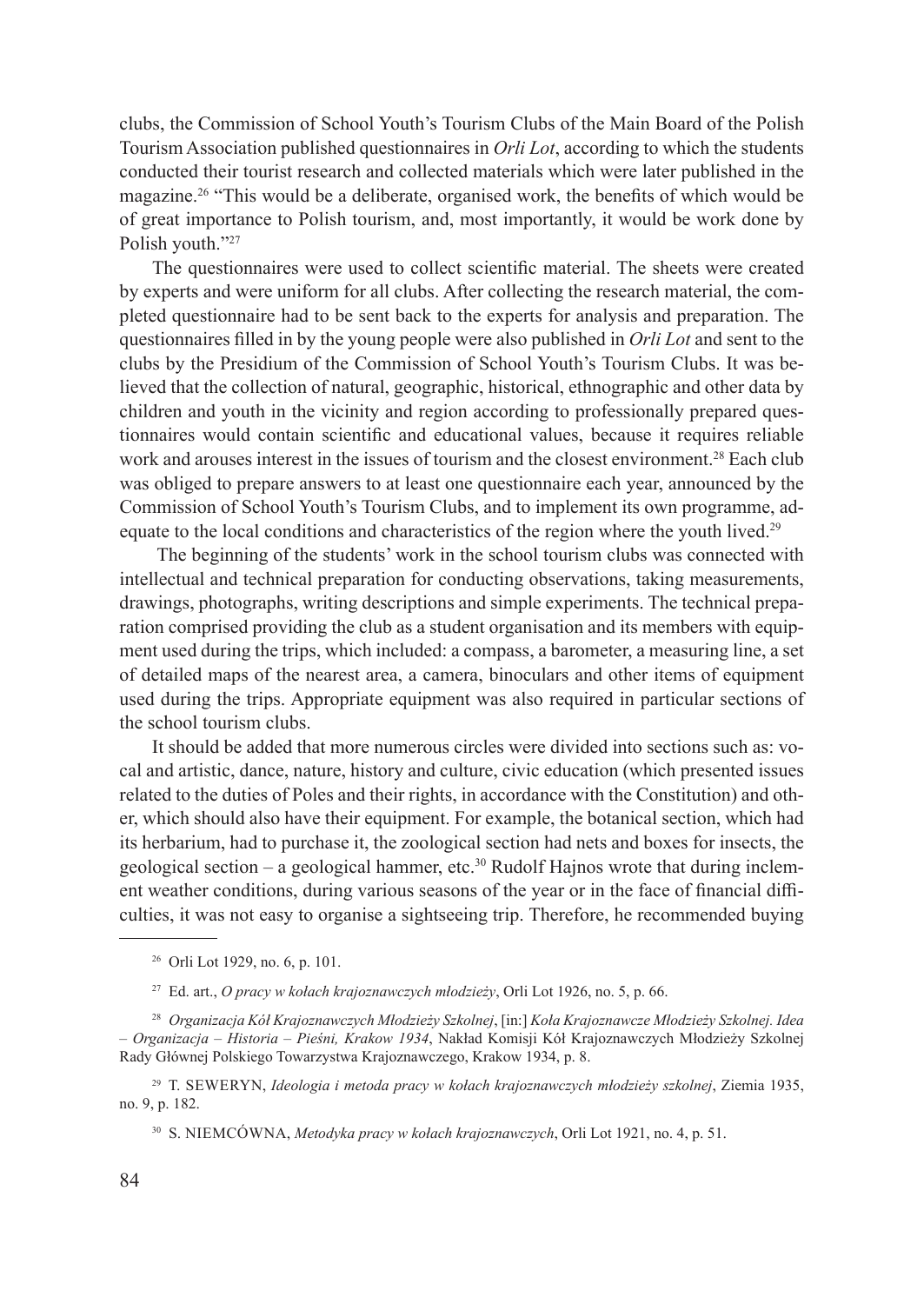clubs, the Commission of School Youth's Tourism Clubs of the Main Board of the Polish Tourism Association published questionnaires in *Orli Lot*, according to which the students conducted their tourist research and collected materials which were later published in the magazine.[26] "This would be a deliberate, organised work, the benefits of which would be of great importance to Polish tourism, and, most importantly, it would be work done by Polish youth."[27]

The questionnaires were used to collect scientific material. The sheets were created by experts and were uniform for all clubs. After collecting the research material, the completed questionnaire had to be sent back to the experts for analysis and preparation. The questionnaires filled in by the young people were also published in *Orli Lot* and sent to the clubs by the Presidium of the Commission of School Youth's Tourism Clubs. It was believed that the collection of natural, geographic, historical, ethnographic and other data by children and youth in the vicinity and region according to professionally prepared questionnaires would contain scientific and educational values, because it requires reliable work and arouses interest in the issues of tourism and the closest environment.[28] Each club was obliged to prepare answers to at least one questionnaire each year, announced by the Commission of School Youth's Tourism Clubs, and to implement its own programme, adequate to the local conditions and characteristics of the region where the youth lived.[29]

The beginning of the students' work in the school tourism clubs was connected with intellectual and technical preparation for conducting observations, taking measurements, drawings, photographs, writing descriptions and simple experiments. The technical preparation comprised providing the club as a student organisation and its members with equipment used during the trips, which included: a compass, a barometer, a measuring line, a set of detailed maps of the nearest area, a camera, binoculars and other items of equipment used during the trips. Appropriate equipment was also required in particular sections of the school tourism clubs.

It should be added that more numerous circles were divided into sections such as: vocal and artistic, dance, nature, history and culture, civic education (which presented issues related to the duties of Poles and their rights, in accordance with the Constitution) and other, which should also have their equipment. For example, the botanical section, which had its herbarium, had to purchase it, the zoological section had nets and boxes for insects, the geological section – a geological hammer, etc.[30] Rudolf Hajnos wrote that during inclement weather conditions, during various seasons of the year or in the face of financial difficulties, it was not easy to organise a sightseeing trip. Therefore, he recommended buying

---

[26] Orli Lot 1929, no. 6, p. 101.

[27] Ed. art., *O pracy w kołach krajoznawczych młodzieży*, Orli Lot 1926, no. 5, p. 66.

[28] *Organizacja Kół Krajoznawczych Młodzieży Szkolnej*, [in:] *Koła Krajoznawcze Młodzieży Szkolnej. Idea – Organizacja – Historia – Pieśni, Krakow 1934*, Nakład Komisji Kół Krajoznawczych Młodzieży Szkolnej Rady Głównej Polskiego Towarzystwa Krajoznawczego, Krakow 1934, p. 8.

[29] T. SEWERYN, *Ideologia i metoda pracy w kołach krajoznawczych młodzieży szkolnej*, Ziemia 1935, no. 9, p. 182.

[30] S. NIEMCÓWNA, *Metodyka pracy w kołach krajoznawczych*, Orli Lot 1921, no. 4, p. 51.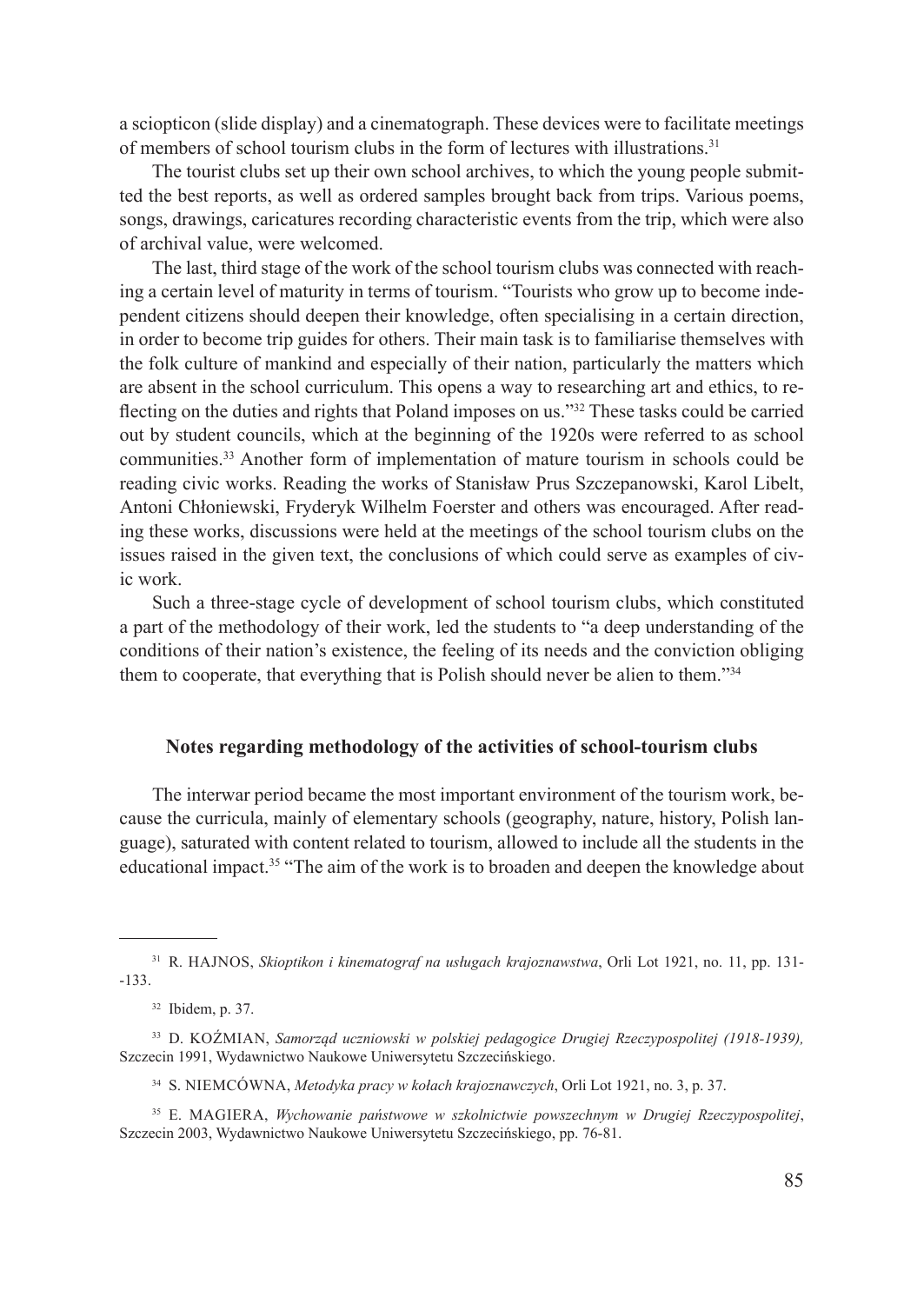a sciopticon (slide display) and a cinematograph. These devices were to facilitate meetings of members of school tourism clubs in the form of lectures with illustrations.[31]

The tourist clubs set up their own school archives, to which the young people submitted the best reports, as well as ordered samples brought back from trips. Various poems, songs, drawings, caricatures recording characteristic events from the trip, which were also of archival value, were welcomed.

The last, third stage of the work of the school tourism clubs was connected with reaching a certain level of maturity in terms of tourism. "Tourists who grow up to become independent citizens should deepen their knowledge, often specialising in a certain direction, in order to become trip guides for others. Their main task is to familiarise themselves with the folk culture of mankind and especially of their nation, particularly the matters which are absent in the school curriculum. This opens a way to researching art and ethics, to reflecting on the duties and rights that Poland imposes on us."[32] These tasks could be carried out by student councils, which at the beginning of the 1920s were referred to as school communities.[33] Another form of implementation of mature tourism in schools could be reading civic works. Reading the works of Stanisław Prus Szczepanowski, Karol Libelt, Antoni Chłoniewski, Fryderyk Wilhelm Foerster and others was encouraged. After reading these works, discussions were held at the meetings of the school tourism clubs on the issues raised in the given text, the conclusions of which could serve as examples of civic work.

Such a three-stage cycle of development of school tourism clubs, which constituted a part of the methodology of their work, led the students to "a deep understanding of the conditions of their nation's existence, the feeling of its needs and the conviction obliging them to cooperate, that everything that is Polish should never be alien to them."[34]

## Notes regarding methodology of the activities of school-tourism clubs

The interwar period became the most important environment of the tourism work, because the curricula, mainly of elementary schools (geography, nature, history, Polish language), saturated with content related to tourism, allowed to include all the students in the educational impact.[35] "The aim of the work is to broaden and deepen the knowledge about

---

[31] R. HAJNOS, *Skioptikon i kinematograf na usługach krajoznawstwa*, Orli Lot 1921, no. 11, pp. 131--133.

[32] Ibidem, p. 37.

[33] D. KOŹMIAN, *Samorząd uczniowski w polskiej pedagogice Drugiej Rzeczypospolitej (1918-1939),* Szczecin 1991, Wydawnictwo Naukowe Uniwersytetu Szczecińskiego.

[34] S. NIEMCÓWNA, *Metodyka pracy w kołach krajoznawczych*, Orli Lot 1921, no. 3, p. 37.

[35] E. MAGIERA, *Wychowanie państwowe w szkolnictwie powszechnym w Drugiej Rzeczypospolitej*, Szczecin 2003, Wydawnictwo Naukowe Uniwersytetu Szczecińskiego, pp. 76-81.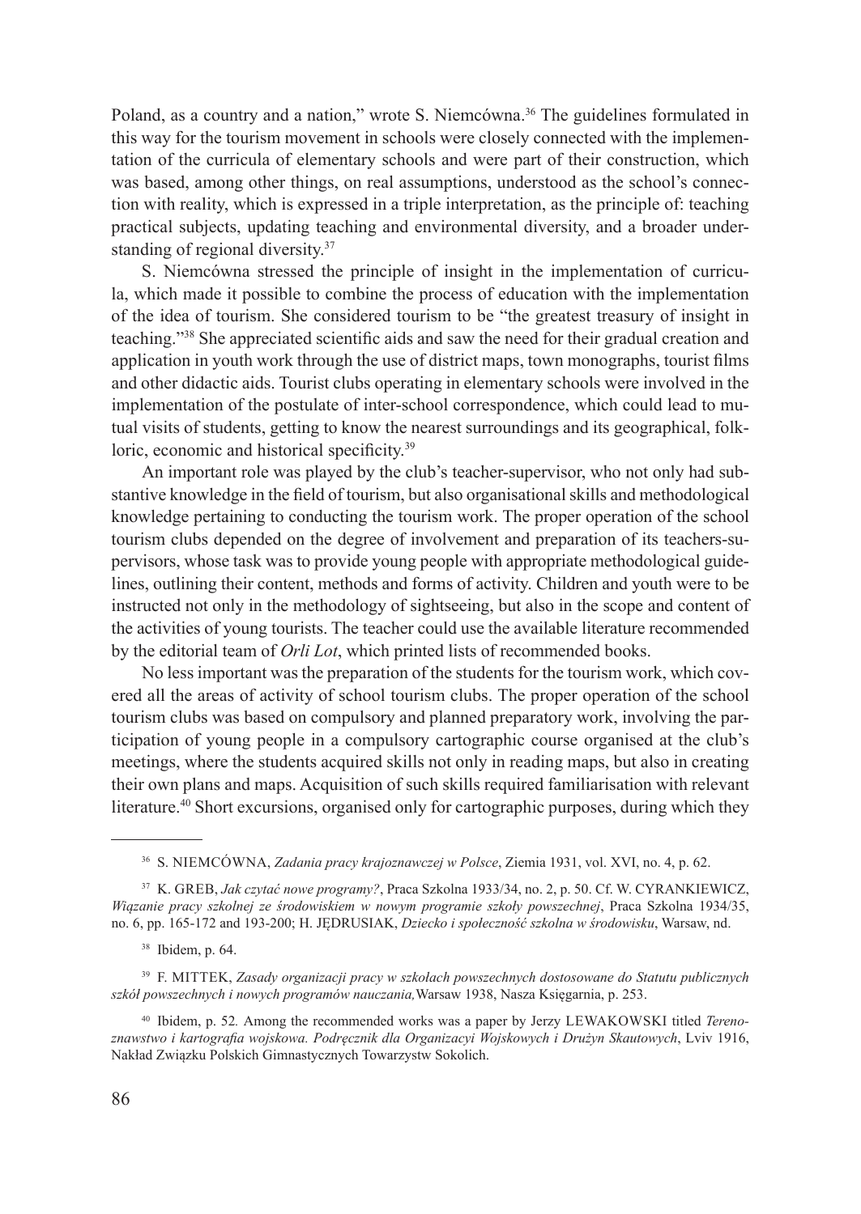Poland, as a country and a nation," wrote S. Niemcówna.[36] The guidelines formulated in this way for the tourism movement in schools were closely connected with the implementation of the curricula of elementary schools and were part of their construction, which was based, among other things, on real assumptions, understood as the school's connection with reality, which is expressed in a triple interpretation, as the principle of: teaching practical subjects, updating teaching and environmental diversity, and a broader understanding of regional diversity.[37]

S. Niemcówna stressed the principle of insight in the implementation of curricula, which made it possible to combine the process of education with the implementation of the idea of tourism. She considered tourism to be "the greatest treasury of insight in teaching."[38] She appreciated scientific aids and saw the need for their gradual creation and application in youth work through the use of district maps, town monographs, tourist films and other didactic aids. Tourist clubs operating in elementary schools were involved in the implementation of the postulate of inter-school correspondence, which could lead to mutual visits of students, getting to know the nearest surroundings and its geographical, folkloric, economic and historical specificity.[39]

An important role was played by the club's teacher-supervisor, who not only had substantive knowledge in the field of tourism, but also organisational skills and methodological knowledge pertaining to conducting the tourism work. The proper operation of the school tourism clubs depended on the degree of involvement and preparation of its teachers-supervisors, whose task was to provide young people with appropriate methodological guidelines, outlining their content, methods and forms of activity. Children and youth were to be instructed not only in the methodology of sightseeing, but also in the scope and content of the activities of young tourists. The teacher could use the available literature recommended by the editorial team of *Orli Lot*, which printed lists of recommended books.

No less important was the preparation of the students for the tourism work, which covered all the areas of activity of school tourism clubs. The proper operation of the school tourism clubs was based on compulsory and planned preparatory work, involving the participation of young people in a compulsory cartographic course organised at the club's meetings, where the students acquired skills not only in reading maps, but also in creating their own plans and maps. Acquisition of such skills required familiarisation with relevant literature.[40] Short excursions, organised only for cartographic purposes, during which they

---

[36] S. NIEMCÓWNA, *Zadania pracy krajoznawczej w Polsce*, Ziemia 1931, vol. XVI, no. 4, p. 62.

[37] K. GREB, *Jak czytać nowe programy?*, Praca Szkolna 1933/34, no. 2, p. 50. Cf. W. CYRANKIEWICZ, *Wiązanie pracy szkolnej ze środowiskiem w nowym programie szkoły powszechnej*, Praca Szkolna 1934/35, no. 6, pp. 165-172 and 193-200; H. JĘDRUSIAK, *Dziecko i społeczność szkolna w środowisku*, Warsaw, nd.

[38] Ibidem, p. 64.

[39] F. MITTEK, *Zasady organizacji pracy w szkołach powszechnych dostosowane do Statutu publicznych szkół powszechnych i nowych programów nauczania,* Warsaw 1938, Nasza Księgarnia, p. 253.

[40] Ibidem, p. 52. Among the recommended works was a paper by Jerzy LEWAKOWSKI titled *Terenoznawstwo i kartografia wojskowa. Podręcznik dla Organizacyi Wojskowych i Drużyn Skautowych*, Lviv 1916, Nakład Związku Polskich Gimnastycznych Towarzystw Sokolich.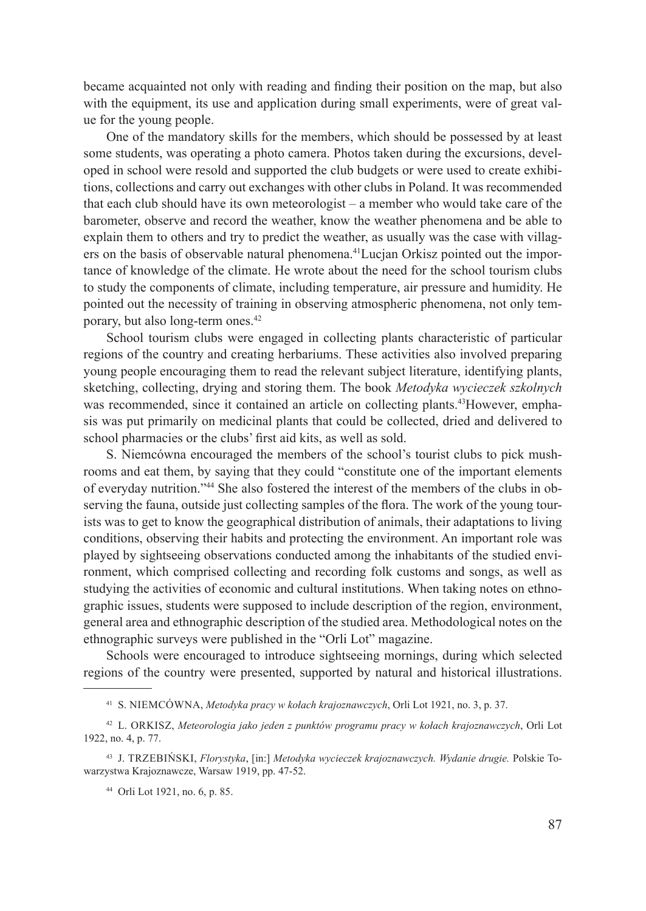became acquainted not only with reading and finding their position on the map, but also with the equipment, its use and application during small experiments, were of great value for the young people.

One of the mandatory skills for the members, which should be possessed by at least some students, was operating a photo camera. Photos taken during the excursions, developed in school were resold and supported the club budgets or were used to create exhibitions, collections and carry out exchanges with other clubs in Poland. It was recommended that each club should have its own meteorologist – a member who would take care of the barometer, observe and record the weather, know the weather phenomena and be able to explain them to others and try to predict the weather, as usually was the case with villagers on the basis of observable natural phenomena.[41]Lucjan Orkisz pointed out the importance of knowledge of the climate. He wrote about the need for the school tourism clubs to study the components of climate, including temperature, air pressure and humidity. He pointed out the necessity of training in observing atmospheric phenomena, not only temporary, but also long-term ones.[42]

School tourism clubs were engaged in collecting plants characteristic of particular regions of the country and creating herbariums. These activities also involved preparing young people encouraging them to read the relevant subject literature, identifying plants, sketching, collecting, drying and storing them. The book *Metodyka wycieczek szkolnych* was recommended, since it contained an article on collecting plants.[43]However, emphasis was put primarily on medicinal plants that could be collected, dried and delivered to school pharmacies or the clubs' first aid kits, as well as sold.

S. Niemcówna encouraged the members of the school's tourist clubs to pick mushrooms and eat them, by saying that they could "constitute one of the important elements of everyday nutrition."[44] She also fostered the interest of the members of the clubs in observing the fauna, outside just collecting samples of the flora. The work of the young tourists was to get to know the geographical distribution of animals, their adaptations to living conditions, observing their habits and protecting the environment. An important role was played by sightseeing observations conducted among the inhabitants of the studied environment, which comprised collecting and recording folk customs and songs, as well as studying the activities of economic and cultural institutions. When taking notes on ethnographic issues, students were supposed to include description of the region, environment, general area and ethnographic description of the studied area. Methodological notes on the ethnographic surveys were published in the "Orli Lot" magazine.

Schools were encouraged to introduce sightseeing mornings, during which selected regions of the country were presented, supported by natural and historical illustrations.

---

[41] S. NIEMCÓWNA, *Metodyka pracy w kołach krajoznawczych*, Orli Lot 1921, no. 3, p. 37.

[42] L. ORKISZ, *Meteorologia jako jeden z punktów programu pracy w kołach krajoznawczych*, Orli Lot 1922, no. 4, p. 77.

[43] J. TRZEBIŃSKI, *Florystyka*, [in:] *Metodyka wycieczek krajoznawczych. Wydanie drugie.* Polskie Towarzystwa Krajoznawcze, Warsaw 1919, pp. 47-52.

[44] Orli Lot 1921, no. 6, p. 85.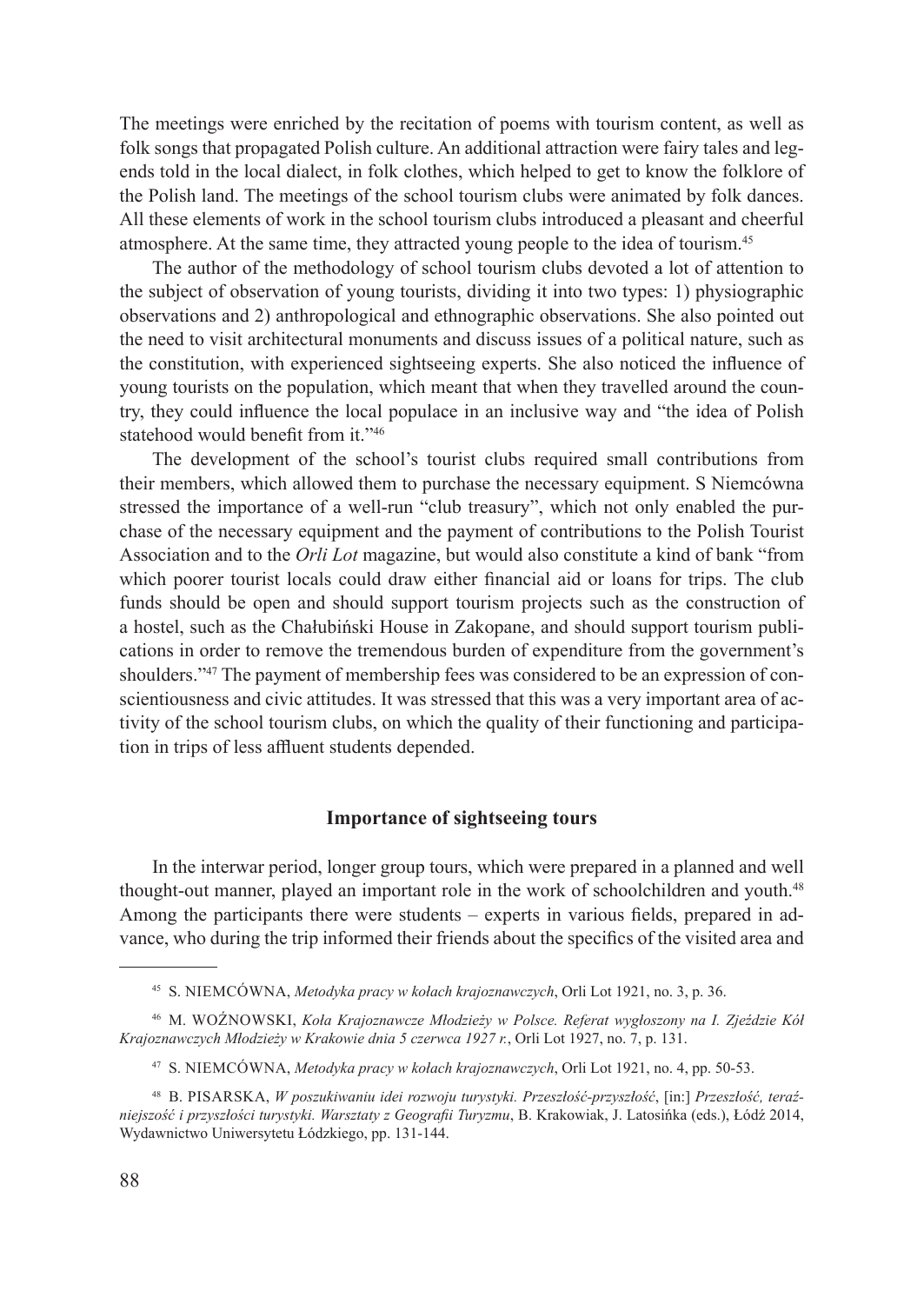The meetings were enriched by the recitation of poems with tourism content, as well as folk songs that propagated Polish culture. An additional attraction were fairy tales and legends told in the local dialect, in folk clothes, which helped to get to know the folklore of the Polish land. The meetings of the school tourism clubs were animated by folk dances. All these elements of work in the school tourism clubs introduced a pleasant and cheerful atmosphere. At the same time, they attracted young people to the idea of tourism.[45]

The author of the methodology of school tourism clubs devoted a lot of attention to the subject of observation of young tourists, dividing it into two types: 1) physiographic observations and 2) anthropological and ethnographic observations. She also pointed out the need to visit architectural monuments and discuss issues of a political nature, such as the constitution, with experienced sightseeing experts. She also noticed the influence of young tourists on the population, which meant that when they travelled around the country, they could influence the local populace in an inclusive way and "the idea of Polish statehood would benefit from it."[46]

The development of the school's tourist clubs required small contributions from their members, which allowed them to purchase the necessary equipment. S Niemcówna stressed the importance of a well-run "club treasury", which not only enabled the purchase of the necessary equipment and the payment of contributions to the Polish Tourist Association and to the *Orli Lot* magazine, but would also constitute a kind of bank "from which poorer tourist locals could draw either financial aid or loans for trips. The club funds should be open and should support tourism projects such as the construction of a hostel, such as the Chałubiński House in Zakopane, and should support tourism publications in order to remove the tremendous burden of expenditure from the government's shoulders."[47] The payment of membership fees was considered to be an expression of conscientiousness and civic attitudes. It was stressed that this was a very important area of activity of the school tourism clubs, on which the quality of their functioning and participation in trips of less affluent students depended.

## Importance of sightseeing tours

In the interwar period, longer group tours, which were prepared in a planned and well thought-out manner, played an important role in the work of schoolchildren and youth.[48] Among the participants there were students – experts in various fields, prepared in advance, who during the trip informed their friends about the specifics of the visited area and

---

[45] S. NIEMCÓWNA, *Metodyka pracy w kołach krajoznawczych*, Orli Lot 1921, no. 3, p. 36.

[46] M. WOŹNOWSKI, *Koła Krajoznawcze Młodzieży w Polsce. Referat wygłoszony na I. Zjeździe Kół Krajoznawczych Młodzieży w Krakowie dnia 5 czerwca 1927 r.*, Orli Lot 1927, no. 7, p. 131.

[47] S. NIEMCÓWNA, *Metodyka pracy w kołach krajoznawczych*, Orli Lot 1921, no. 4, pp. 50-53.

[48] B. PISARSKA, *W poszukiwaniu idei rozwoju turystyki. Przeszłość-przyszłość*, [in:] *Przeszłość, teraźniejszość i przyszłości turystyki. Warsztaty z Geografii Turyzmu*, B. Krakowiak, J. Latosińka (eds.), Łódź 2014, Wydawnictwo Uniwersytetu Łódzkiego, pp. 131-144.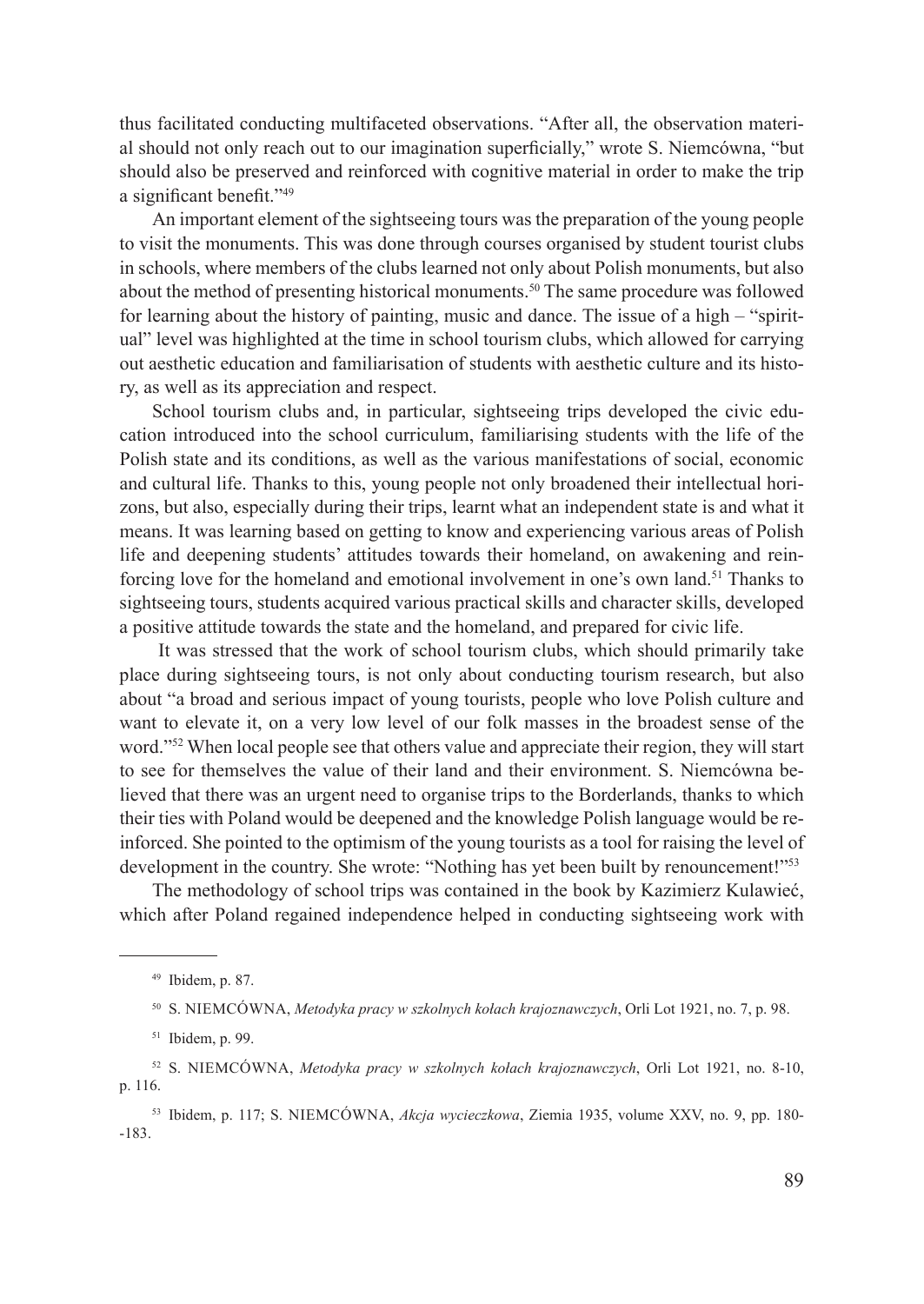thus facilitated conducting multifaceted observations. “After all, the observation material should not only reach out to our imagination superficially,” wrote S. Niemcówna, “but should also be preserved and reinforced with cognitive material in order to make the trip a significant benefit.”[49]

An important element of the sightseeing tours was the preparation of the young people to visit the monuments. This was done through courses organised by student tourist clubs in schools, where members of the clubs learned not only about Polish monuments, but also about the method of presenting historical monuments.[50] The same procedure was followed for learning about the history of painting, music and dance. The issue of a high – “spiritual” level was highlighted at the time in school tourism clubs, which allowed for carrying out aesthetic education and familiarisation of students with aesthetic culture and its history, as well as its appreciation and respect.

School tourism clubs and, in particular, sightseeing trips developed the civic education introduced into the school curriculum, familiarising students with the life of the Polish state and its conditions, as well as the various manifestations of social, economic and cultural life. Thanks to this, young people not only broadened their intellectual horizons, but also, especially during their trips, learnt what an independent state is and what it means. It was learning based on getting to know and experiencing various areas of Polish life and deepening students’ attitudes towards their homeland, on awakening and reinforcing love for the homeland and emotional involvement in one’s own land.[51] Thanks to sightseeing tours, students acquired various practical skills and character skills, developed a positive attitude towards the state and the homeland, and prepared for civic life.

It was stressed that the work of school tourism clubs, which should primarily take place during sightseeing tours, is not only about conducting tourism research, but also about “a broad and serious impact of young tourists, people who love Polish culture and want to elevate it, on a very low level of our folk masses in the broadest sense of the word.”[52] When local people see that others value and appreciate their region, they will start to see for themselves the value of their land and their environment. S. Niemcówna believed that there was an urgent need to organise trips to the Borderlands, thanks to which their ties with Poland would be deepened and the knowledge Polish language would be reinforced. She pointed to the optimism of the young tourists as a tool for raising the level of development in the country. She wrote: “Nothing has yet been built by renouncement!”[53]

The methodology of school trips was contained in the book by Kazimierz Kulawieć, which after Poland regained independence helped in conducting sightseeing work with

---

[49] Ibidem, p. 87.

[50] S. NIEMCÓWNA, *Metodyka pracy w szkolnych kołach krajoznawczych*, Orli Lot 1921, no. 7, p. 98.

[51] Ibidem, p. 99.

[52] S. NIEMCÓWNA, *Metodyka pracy w szkolnych kołach krajoznawczych*, Orli Lot 1921, no. 8-10, p. 116.

[53] Ibidem, p. 117; S. NIEMCÓWNA, *Akcja wycieczkowa*, Ziemia 1935, volume XXV, no. 9, pp. 180--183.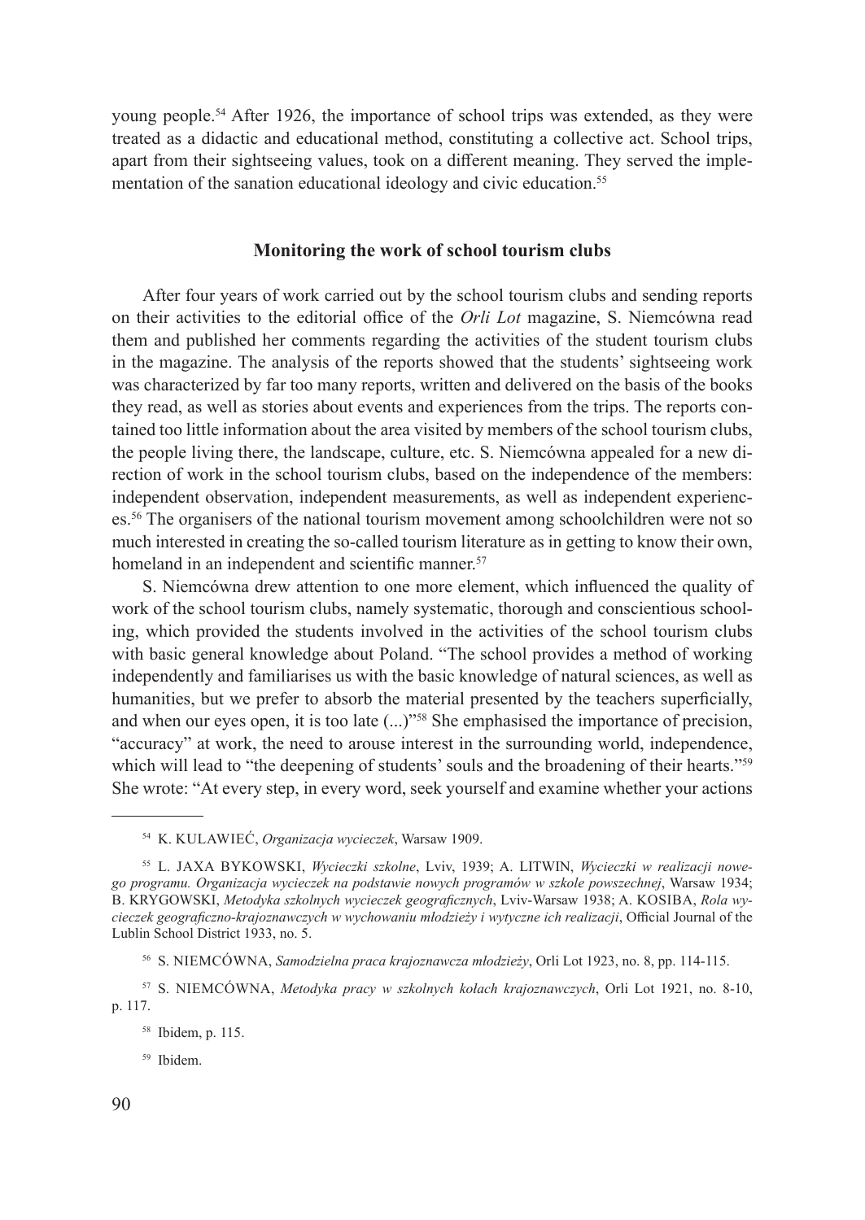young people.[54] After 1926, the importance of school trips was extended, as they were treated as a didactic and educational method, constituting a collective act. School trips, apart from their sightseeing values, took on a different meaning. They served the implementation of the sanation educational ideology and civic education.[55]

## Monitoring the work of school tourism clubs

After four years of work carried out by the school tourism clubs and sending reports on their activities to the editorial office of the *Orli Lot* magazine, S. Niemcówna read them and published her comments regarding the activities of the student tourism clubs in the magazine. The analysis of the reports showed that the students' sightseeing work was characterized by far too many reports, written and delivered on the basis of the books they read, as well as stories about events and experiences from the trips. The reports contained too little information about the area visited by members of the school tourism clubs, the people living there, the landscape, culture, etc. S. Niemcówna appealed for a new direction of work in the school tourism clubs, based on the independence of the members: independent observation, independent measurements, as well as independent experiences.[56] The organisers of the national tourism movement among schoolchildren were not so much interested in creating the so-called tourism literature as in getting to know their own, homeland in an independent and scientific manner.[57]

S. Niemcówna drew attention to one more element, which influenced the quality of work of the school tourism clubs, namely systematic, thorough and conscientious schooling, which provided the students involved in the activities of the school tourism clubs with basic general knowledge about Poland. "The school provides a method of working independently and familiarises us with the basic knowledge of natural sciences, as well as humanities, but we prefer to absorb the material presented by the teachers superficially, and when our eyes open, it is too late (...)"[58] She emphasised the importance of precision, "accuracy" at work, the need to arouse interest in the surrounding world, independence, which will lead to "the deepening of students' souls and the broadening of their hearts."[59] She wrote: "At every step, in every word, seek yourself and examine whether your actions

---

[54] K. KULAWIEĆ, *Organizacja wycieczek*, Warsaw 1909.

[55] L. JAXA BYKOWSKI, *Wycieczki szkolne*, Lviv, 1939; A. LITWIN, *Wycieczki w realizacji nowego programu. Organizacja wycieczek na podstawie nowych programów w szkole powszechnej*, Warsaw 1934; B. KRYGOWSKI, *Metodyka szkolnych wycieczek geograficznych*, Lviv-Warsaw 1938; A. KOSIBA, *Rola wycieczek geograficzno-krajoznawczych w wychowaniu młodzieży i wytyczne ich realizacji*, Official Journal of the Lublin School District 1933, no. 5.

[56] S. NIEMCÓWNA, *Samodzielna praca krajoznawcza młodzieży*, Orli Lot 1923, no. 8, pp. 114-115.

[57] S. NIEMCÓWNA, *Metodyka pracy w szkolnych kołach krajoznawczych*, Orli Lot 1921, no. 8-10, p. 117.

[58] Ibidem, p. 115.

[59] Ibidem.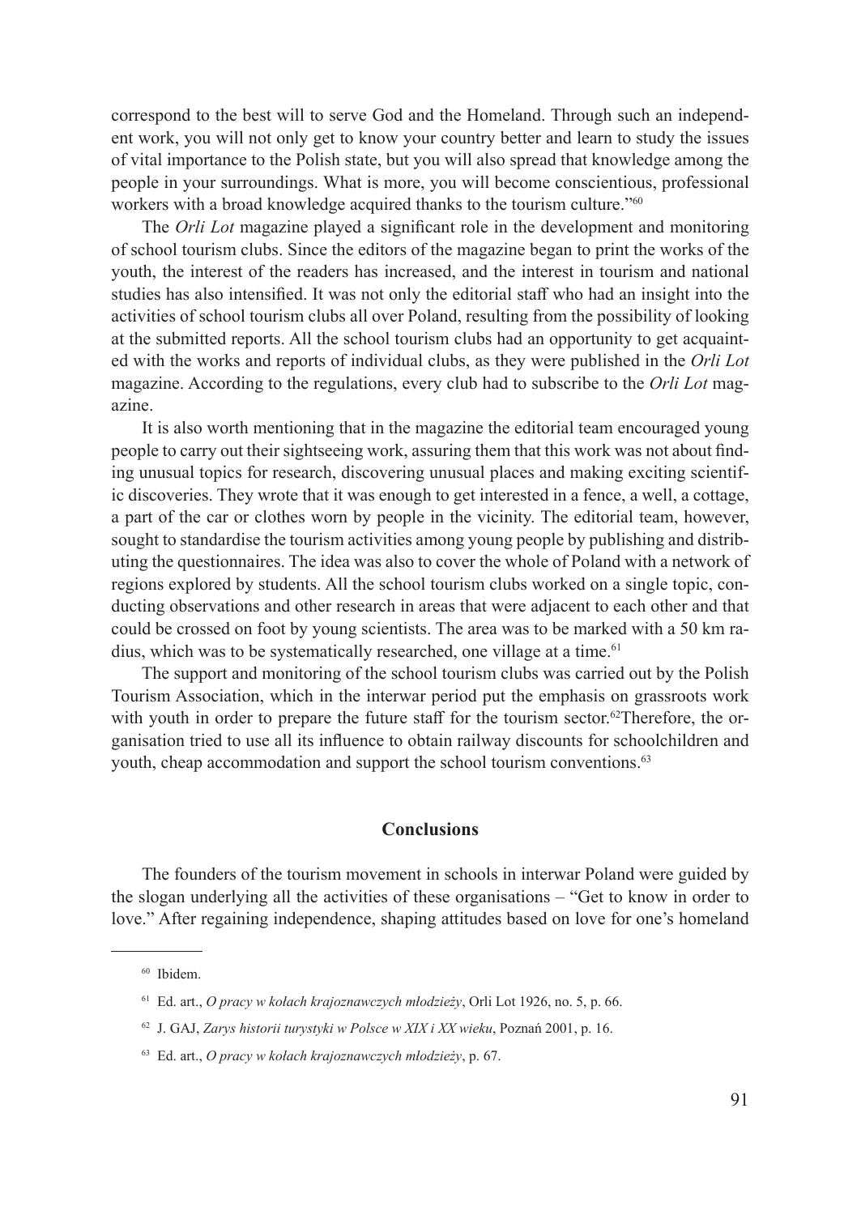correspond to the best will to serve God and the Homeland. Through such an independent work, you will not only get to know your country better and learn to study the issues of vital importance to the Polish state, but you will also spread that knowledge among the people in your surroundings. What is more, you will become conscientious, professional workers with a broad knowledge acquired thanks to the tourism culture."[60]

The *Orli Lot* magazine played a significant role in the development and monitoring of school tourism clubs. Since the editors of the magazine began to print the works of the youth, the interest of the readers has increased, and the interest in tourism and national studies has also intensified. It was not only the editorial staff who had an insight into the activities of school tourism clubs all over Poland, resulting from the possibility of looking at the submitted reports. All the school tourism clubs had an opportunity to get acquainted with the works and reports of individual clubs, as they were published in the *Orli Lot* magazine. According to the regulations, every club had to subscribe to the *Orli Lot* magazine.

It is also worth mentioning that in the magazine the editorial team encouraged young people to carry out their sightseeing work, assuring them that this work was not about finding unusual topics for research, discovering unusual places and making exciting scientific discoveries. They wrote that it was enough to get interested in a fence, a well, a cottage, a part of the car or clothes worn by people in the vicinity. The editorial team, however, sought to standardise the tourism activities among young people by publishing and distributing the questionnaires. The idea was also to cover the whole of Poland with a network of regions explored by students. All the school tourism clubs worked on a single topic, conducting observations and other research in areas that were adjacent to each other and that could be crossed on foot by young scientists. The area was to be marked with a 50 km radius, which was to be systematically researched, one village at a time.[61]

The support and monitoring of the school tourism clubs was carried out by the Polish Tourism Association, which in the interwar period put the emphasis on grassroots work with youth in order to prepare the future staff for the tourism sector.[62]Therefore, the organisation tried to use all its influence to obtain railway discounts for schoolchildren and youth, cheap accommodation and support the school tourism conventions.[63]

## Conclusions

The founders of the tourism movement in schools in interwar Poland were guided by the slogan underlying all the activities of these organisations – "Get to know in order to love." After regaining independence, shaping attitudes based on love for one's homeland

---

[60] Ibidem.

[61] Ed. art., *O pracy w kołach krajoznawczych młodzieży*, Orli Lot 1926, no. 5, p. 66.

[62] J. GAJ, *Zarys historii turystyki w Polsce w XIX i XX wieku*, Poznań 2001, p. 16.

[63] Ed. art., *O pracy w kołach krajoznawczych młodzieży*, p. 67.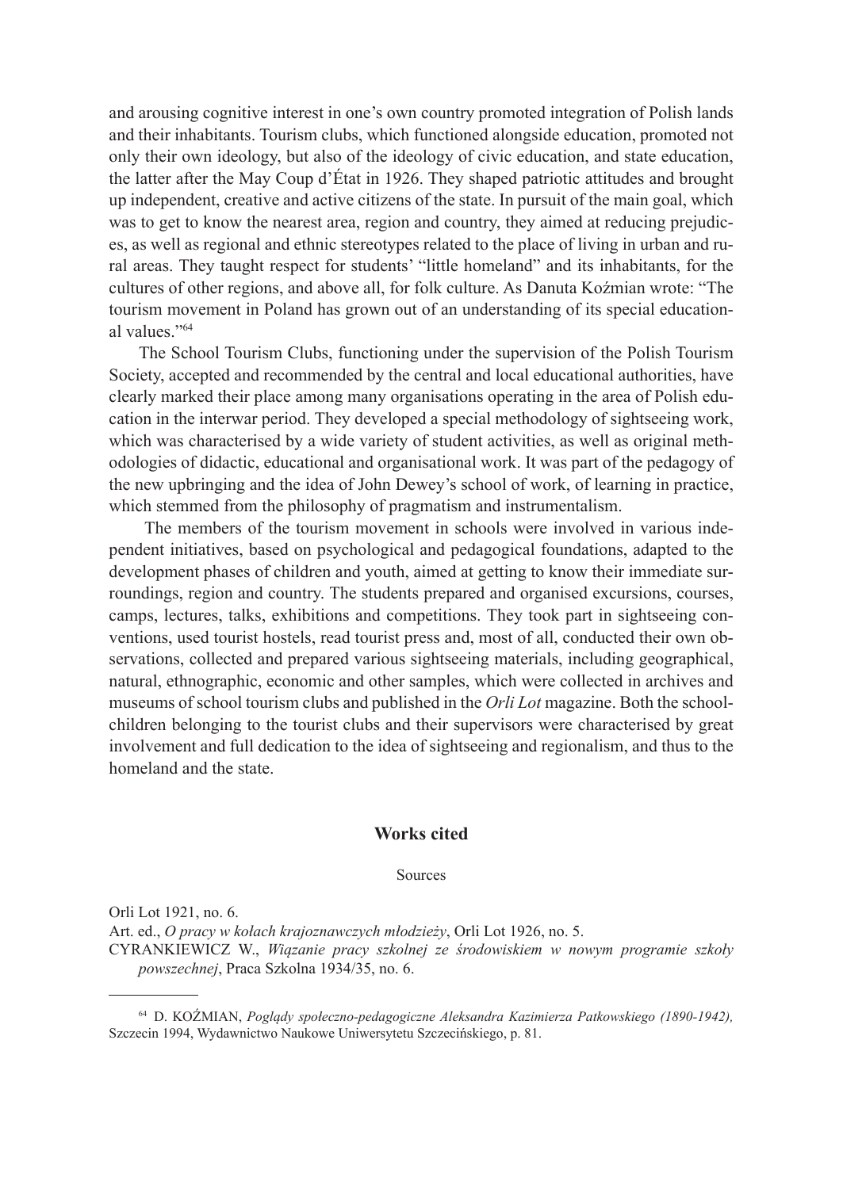and arousing cognitive interest in one's own country promoted integration of Polish lands and their inhabitants. Tourism clubs, which functioned alongside education, promoted not only their own ideology, but also of the ideology of civic education, and state education, the latter after the May Coup d'État in 1926. They shaped patriotic attitudes and brought up independent, creative and active citizens of the state. In pursuit of the main goal, which was to get to know the nearest area, region and country, they aimed at reducing prejudices, as well as regional and ethnic stereotypes related to the place of living in urban and rural areas. They taught respect for students' "little homeland" and its inhabitants, for the cultures of other regions, and above all, for folk culture. As Danuta Koźmian wrote: "The tourism movement in Poland has grown out of an understanding of its special educational values."[64]

The School Tourism Clubs, functioning under the supervision of the Polish Tourism Society, accepted and recommended by the central and local educational authorities, have clearly marked their place among many organisations operating in the area of Polish education in the interwar period. They developed a special methodology of sightseeing work, which was characterised by a wide variety of student activities, as well as original methodologies of didactic, educational and organisational work. It was part of the pedagogy of the new upbringing and the idea of John Dewey's school of work, of learning in practice, which stemmed from the philosophy of pragmatism and instrumentalism.

The members of the tourism movement in schools were involved in various independent initiatives, based on psychological and pedagogical foundations, adapted to the development phases of children and youth, aimed at getting to know their immediate surroundings, region and country. The students prepared and organised excursions, courses, camps, lectures, talks, exhibitions and competitions. They took part in sightseeing conventions, used tourist hostels, read tourist press and, most of all, conducted their own observations, collected and prepared various sightseeing materials, including geographical, natural, ethnographic, economic and other samples, which were collected in archives and museums of school tourism clubs and published in the *Orli Lot* magazine. Both the schoolchildren belonging to the tourist clubs and their supervisors were characterised by great involvement and full dedication to the idea of sightseeing and regionalism, and thus to the homeland and the state.

## Works cited

### Sources

Orli Lot 1921, no. 6.

Art. ed., *O pracy w kołach krajoznawczych młodzieży*, Orli Lot 1926, no. 5.

CYRANKIEWICZ W., *Wiązanie pracy szkolnej ze środowiskiem w nowym programie szkoły powszechnej*, Praca Szkolna 1934/35, no. 6.

---

[64] D. KOŹMIAN, *Poglądy społeczno-pedagogiczne Aleksandra Kazimierza Patkowskiego (1890-1942),* Szczecin 1994, Wydawnictwo Naukowe Uniwersytetu Szczecińskiego, p. 81.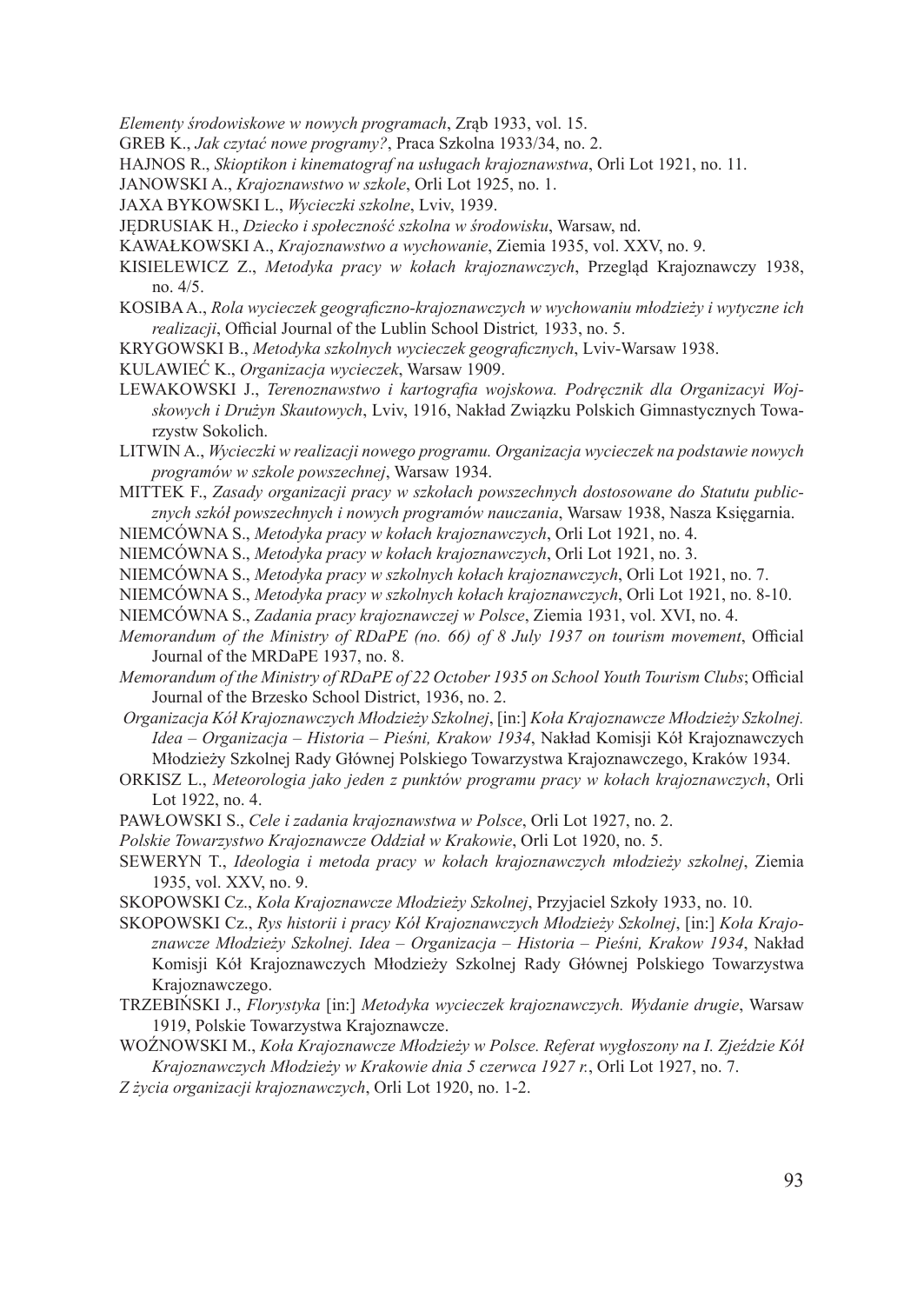*Elementy środowiskowe w nowych programach*, Zrąb 1933, vol. 15.

GREB K., *Jak czytać nowe programy?*, Praca Szkolna 1933/34, no. 2.

HAJNOS R., *Skioptikon i kinematograf na usługach krajoznawstwa*, Orli Lot 1921, no. 11.

JANOWSKI A., *Krajoznawstwo w szkole*, Orli Lot 1925, no. 1.

JAXA BYKOWSKI L., *Wycieczki szkolne*, Lviv, 1939.

JĘDRUSIAK H., *Dziecko i społeczność szkolna w środowisku*, Warsaw, nd.

KAWAŁKOWSKI A., *Krajoznawstwo a wychowanie*, Ziemia 1935, vol. XXV, no. 9.

KISIELEWICZ Z., *Metodyka pracy w kołach krajoznawczych*, Przegląd Krajoznawczy 1938, no. 4/5.

KOSIBA A., *Rola wycieczek geograficzno-krajoznawczych w wychowaniu młodzieży i wytyczne ich realizacji*, Official Journal of the Lublin School District*,* 1933, no. 5.

KRYGOWSKI B., *Metodyka szkolnych wycieczek geograficznych*, Lviv-Warsaw 1938.

KULAWIEĆ K., *Organizacja wycieczek*, Warsaw 1909.

LEWAKOWSKI J., *Terenoznawstwo i kartografia wojskowa. Podręcznik dla Organizacyi Wojskowych i Drużyn Skautowych*, Lviv, 1916, Nakład Związku Polskich Gimnastycznych Towarzystw Sokolich.

LITWIN A., *Wycieczki w realizacji nowego programu. Organizacja wycieczek na podstawie nowych programów w szkole powszechnej*, Warsaw 1934.

MITTEK F., *Zasady organizacji pracy w szkołach powszechnych dostosowane do Statutu publicznych szkół powszechnych i nowych programów nauczania*, Warsaw 1938, Nasza Księgarnia.

NIEMCÓWNA S., *Metodyka pracy w kołach krajoznawczych*, Orli Lot 1921, no. 4.

NIEMCÓWNA S., *Metodyka pracy w kołach krajoznawczych*, Orli Lot 1921, no. 3.

NIEMCÓWNA S., *Metodyka pracy w szkolnych kołach krajoznawczych*, Orli Lot 1921, no. 7.

NIEMCÓWNA S., *Metodyka pracy w szkolnych kołach krajoznawczych*, Orli Lot 1921, no. 8-10.

NIEMCÓWNA S., *Zadania pracy krajoznawczej w Polsce*, Ziemia 1931, vol. XVI, no. 4.

*Memorandum of the Ministry of RDaPE (no. 66) of 8 July 1937 on tourism movement*, Official Journal of the MRDaPE 1937, no. 8.

*Memorandum of the Ministry of RDaPE of 22 October 1935 on School Youth Tourism Clubs*; Official Journal of the Brzesko School District, 1936, no. 2.

*Organizacja Kół Krajoznawczych Młodzieży Szkolnej*, [in:] *Koła Krajoznawcze Młodzieży Szkolnej. Idea – Organizacja – Historia – Pieśni, Krakow 1934*, Nakład Komisji Kół Krajoznawczych Młodzieży Szkolnej Rady Głównej Polskiego Towarzystwa Krajoznawczego, Kraków 1934.

ORKISZ L., *Meteorologia jako jeden z punktów programu pracy w kołach krajoznawczych*, Orli Lot 1922, no. 4.

PAWŁOWSKI S., *Cele i zadania krajoznawstwa w Polsce*, Orli Lot 1927, no. 2.

*Polskie Towarzystwo Krajoznawcze Oddział w Krakowie*, Orli Lot 1920, no. 5.

SEWERYN T., *Ideologia i metoda pracy w kołach krajoznawczych młodzieży szkolnej*, Ziemia 1935, vol. XXV, no. 9.

SKOPOWSKI Cz., *Koła Krajoznawcze Młodzieży Szkolnej*, Przyjaciel Szkoły 1933, no. 10.

SKOPOWSKI Cz., *Rys historii i pracy Kół Krajoznawczych Młodzieży Szkolnej*, [in:] *Koła Krajoznawcze Młodzieży Szkolnej. Idea – Organizacja – Historia – Pieśni, Krakow 1934*, Nakład Komisji Kół Krajoznawczych Młodzieży Szkolnej Rady Głównej Polskiego Towarzystwa Krajoznawczego.

TRZEBIŃSKI J., *Florystyka* [in:] *Metodyka wycieczek krajoznawczych. Wydanie drugie*, Warsaw 1919, Polskie Towarzystwa Krajoznawcze.

WOŹNOWSKI M., *Koła Krajoznawcze Młodzieży w Polsce. Referat wygłoszony na I. Zjeździe Kół Krajoznawczych Młodzieży w Krakowie dnia 5 czerwca 1927 r.*, Orli Lot 1927, no. 7.

*Z życia organizacji krajoznawczych*, Orli Lot 1920, no. 1-2.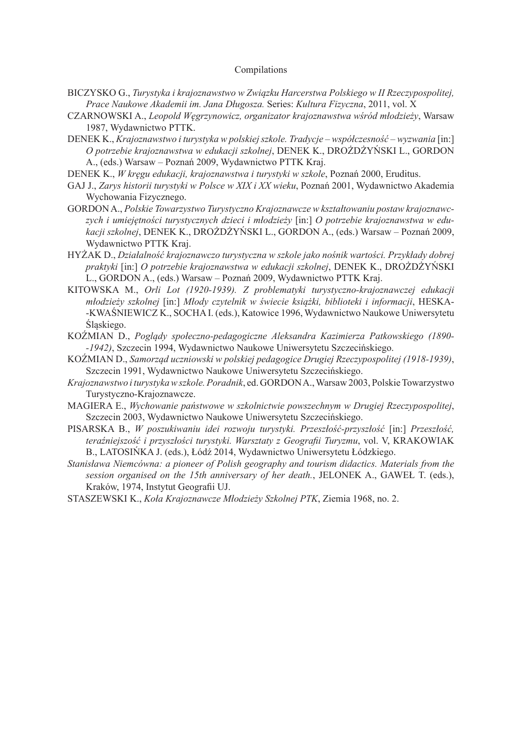## Compilations

BICZYSKO G., *Turystyka i krajoznawstwo w Związku Harcerstwa Polskiego w II Rzeczypospolitej, Prace Naukowe Akademii im. Jana Długosza.* Series: *Kultura Fizyczna*, 2011, vol. X

CZARNOWSKI A., *Leopold Węgrzynowicz, organizator krajoznawstwa wśród młodzieży*, Warsaw 1987, Wydawnictwo PTTK.

DENEK K., *Krajoznawstwo i turystyka w polskiej szkole. Tradycje – współczesność – wyzwania* [in:] *O potrzebie krajoznawstwa w edukacji szkolnej*, DENEK K., DROŻDŻYŃSKI L., GORDON A., (eds.) Warsaw – Poznań 2009, Wydawnictwo PTTK Kraj.

DENEK K., *W kręgu edukacji, krajoznawstwa i turystyki w szkole*, Poznań 2000, Eruditus.

GAJ J., *Zarys historii turystyki w Polsce w XIX i XX wieku*, Poznań 2001, Wydawnictwo Akademia Wychowania Fizycznego.

GORDON A., *Polskie Towarzystwo Turystyczno Krajoznawcze w kształtowaniu postaw krajoznawczych i umiejętności turystycznych dzieci i młodzieży* [in:] *O potrzebie krajoznawstwa w edukacji szkolnej*, DENEK K., DROŻDŻYŃSKI L., GORDON A., (eds.) Warsaw – Poznań 2009, Wydawnictwo PTTK Kraj.

HYŻAK D., *Działalność krajoznawczo turystyczna w szkole jako nośnik wartości. Przykłady dobrej praktyki* [in:] *O potrzebie krajoznawstwa w edukacji szkolnej*, DENEK K., DROŻDŻYŃSKI L., GORDON A., (eds.) Warsaw – Poznań 2009, Wydawnictwo PTTK Kraj.

KITOWSKA M., *Orli Lot (1920-1939). Z problematyki turystyczno-krajoznawczej edukacji młodzieży szkolnej* [in:] *Młody czytelnik w świecie książki, biblioteki i informacji*, HESKA-KWAŚNIEWICZ K., SOCHA I. (eds.), Katowice 1996, Wydawnictwo Naukowe Uniwersytetu Śląskiego.

KOŹMIAN D., *Poglądy społeczno-pedagogiczne Aleksandra Kazimierza Patkowskiego (1890-1942)*, Szczecin 1994, Wydawnictwo Naukowe Uniwersytetu Szczecińskiego.

KOŹMIAN D., *Samorząd uczniowski w polskiej pedagogice Drugiej Rzeczypospolitej (1918-1939)*, Szczecin 1991, Wydawnictwo Naukowe Uniwersytetu Szczecińskiego.

*Krajoznawstwo i turystyka w szkole. Poradnik*, ed. GORDON A., Warsaw 2003, Polskie Towarzystwo Turystyczno-Krajoznawcze.

MAGIERA E., *Wychowanie państwowe w szkolnictwie powszechnym w Drugiej Rzeczypospolitej*, Szczecin 2003, Wydawnictwo Naukowe Uniwersytetu Szczecińskiego.

PISARSKA B., *W poszukiwaniu idei rozwoju turystyki. Przeszłość-przyszłość* [in:] *Przeszłość, teraźniejszość i przyszłości turystyki. Warsztaty z Geografii Turyzmu*, vol. V, KRAKOWIAK B., LATOSIŃKA J. (eds.), Łódź 2014, Wydawnictwo Uniwersytetu Łódzkiego.

*Stanisława Niemcówna: a pioneer of Polish geography and tourism didactics. Materials from the session organised on the 15th anniversary of her death.*, JELONEK A., GAWEŁ T. (eds.), Kraków, 1974, Instytut Geografii UJ.

STASZEWSKI K., *Koła Krajoznawcze Młodzieży Szkolnej PTK*, Ziemia 1968, no. 2.